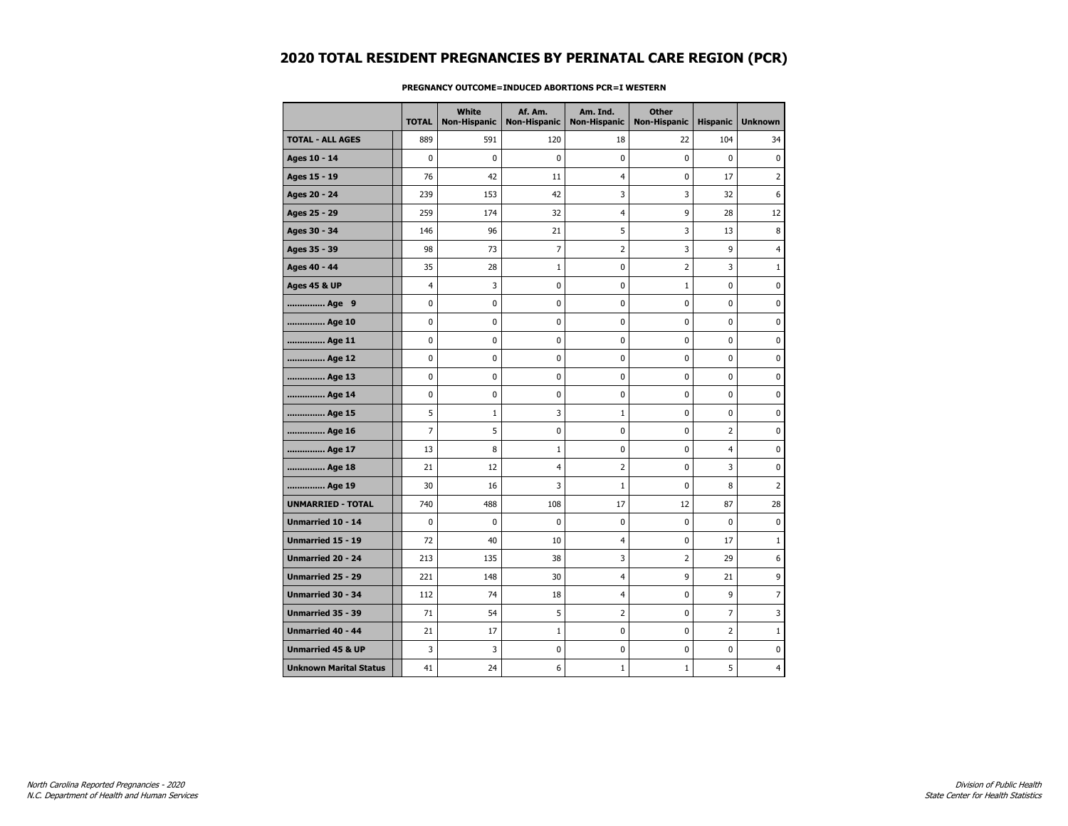# 2020 TOTAL RESIDENT PREGNANCIES BY PERINATAL CARE REGION (PCR)

**PREGNANCY OUTCOME=INDUCED ABORTIONS PCR=I WESTERN**

| | TOTAL | White Non-Hispanic | Af. Am. Non-Hispanic | Am. Ind. Non-Hispanic | Other Non-Hispanic | Hispanic | Unknown |
|---|---|---|---|---|---|---|---|
| **TOTAL - ALL AGES** | 889 | 591 | 120 | 18 | 22 | 104 | 34 |
| **Ages 10 - 14** | 0 | 0 | 0 | 0 | 0 | 0 | 0 |
| **Ages 15 - 19** | 76 | 42 | 11 | 4 | 0 | 17 | 2 |
| **Ages 20 - 24** | 239 | 153 | 42 | 3 | 3 | 32 | 6 |
| **Ages 25 - 29** | 259 | 174 | 32 | 4 | 9 | 28 | 12 |
| **Ages 30 - 34** | 146 | 96 | 21 | 5 | 3 | 13 | 8 |
| **Ages 35 - 39** | 98 | 73 | 7 | 2 | 3 | 9 | 4 |
| **Ages 40 - 44** | 35 | 28 | 1 | 0 | 2 | 3 | 1 |
| **Ages 45 & UP** | 4 | 3 | 0 | 0 | 1 | 0 | 0 |
| **.............. Age 9** | 0 | 0 | 0 | 0 | 0 | 0 | 0 |
| **.............. Age 10** | 0 | 0 | 0 | 0 | 0 | 0 | 0 |
| **.............. Age 11** | 0 | 0 | 0 | 0 | 0 | 0 | 0 |
| **.............. Age 12** | 0 | 0 | 0 | 0 | 0 | 0 | 0 |
| **.............. Age 13** | 0 | 0 | 0 | 0 | 0 | 0 | 0 |
| **.............. Age 14** | 0 | 0 | 0 | 0 | 0 | 0 | 0 |
| **.............. Age 15** | 5 | 1 | 3 | 1 | 0 | 0 | 0 |
| **.............. Age 16** | 7 | 5 | 0 | 0 | 0 | 2 | 0 |
| **.............. Age 17** | 13 | 8 | 1 | 0 | 0 | 4 | 0 |
| **.............. Age 18** | 21 | 12 | 4 | 2 | 0 | 3 | 0 |
| **.............. Age 19** | 30 | 16 | 3 | 1 | 0 | 8 | 2 |
| **UNMARRIED - TOTAL** | 740 | 488 | 108 | 17 | 12 | 87 | 28 |
| **Unmarried 10 - 14** | 0 | 0 | 0 | 0 | 0 | 0 | 0 |
| **Unmarried 15 - 19** | 72 | 40 | 10 | 4 | 0 | 17 | 1 |
| **Unmarried 20 - 24** | 213 | 135 | 38 | 3 | 2 | 29 | 6 |
| **Unmarried 25 - 29** | 221 | 148 | 30 | 4 | 9 | 21 | 9 |
| **Unmarried 30 - 34** | 112 | 74 | 18 | 4 | 0 | 9 | 7 |
| **Unmarried 35 - 39** | 71 | 54 | 5 | 2 | 0 | 7 | 3 |
| **Unmarried 40 - 44** | 21 | 17 | 1 | 0 | 0 | 2 | 1 |
| **Unmarried 45 & UP** | 3 | 3 | 0 | 0 | 0 | 0 | 0 |
| **Unknown Marital Status** | 41 | 24 | 6 | 1 | 1 | 5 | 4 |

*North Carolina Reported Pregnancies - 2020*
*N.C. Department of Health and Human Services*

*Division of Public Health*
*State Center for Health Statistics*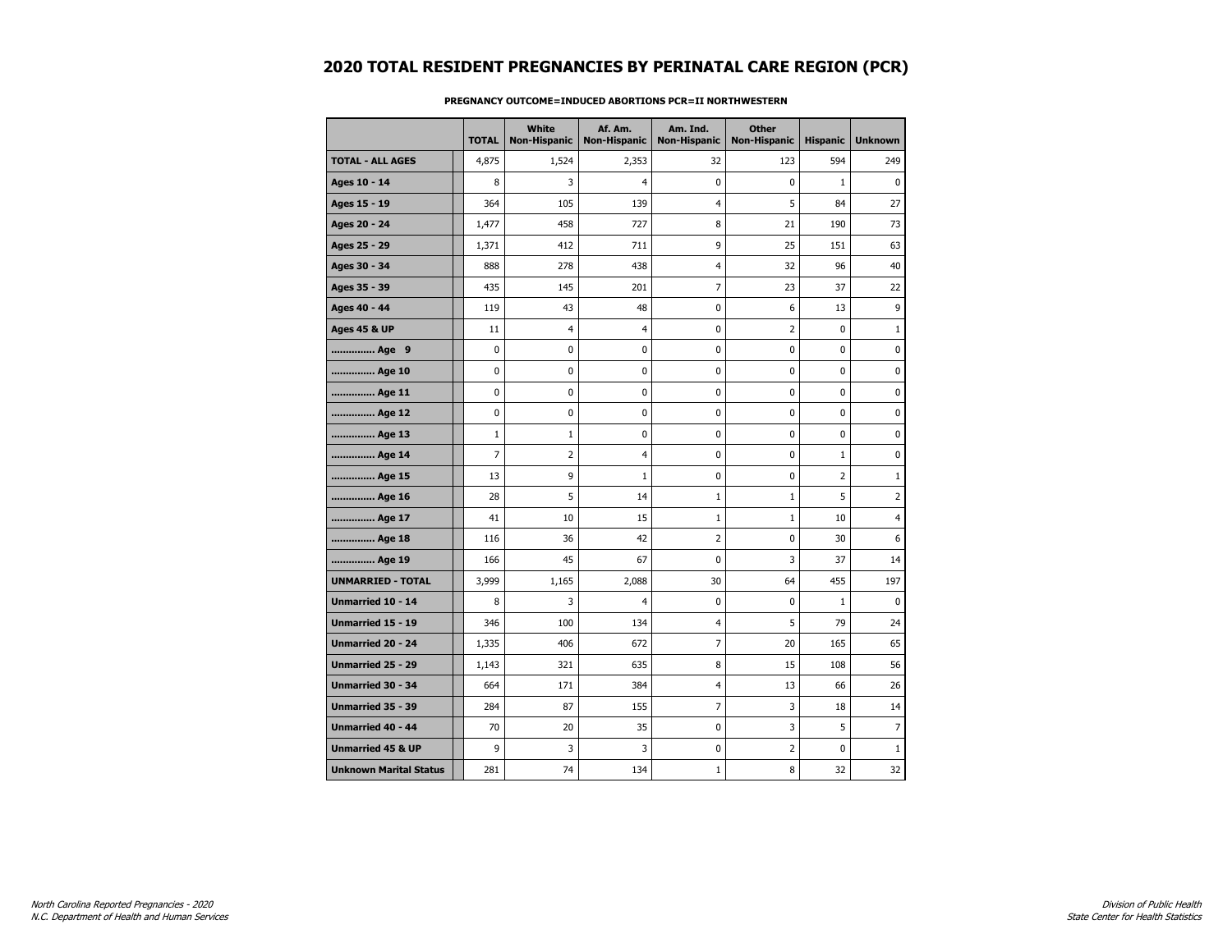# 2020 TOTAL RESIDENT PREGNANCIES BY PERINATAL CARE REGION (PCR)

**PREGNANCY OUTCOME=INDUCED ABORTIONS PCR=II NORTHWESTERN**

| | TOTAL | White Non-Hispanic | Af. Am. Non-Hispanic | Am. Ind. Non-Hispanic | Other Non-Hispanic | Hispanic | Unknown |
|---|---|---|---|---|---|---|---|
| **TOTAL - ALL AGES** | 4,875 | 1,524 | 2,353 | 32 | 123 | 594 | 249 |
| **Ages 10 - 14** | 8 | 3 | 4 | 0 | 0 | 1 | 0 |
| **Ages 15 - 19** | 364 | 105 | 139 | 4 | 5 | 84 | 27 |
| **Ages 20 - 24** | 1,477 | 458 | 727 | 8 | 21 | 190 | 73 |
| **Ages 25 - 29** | 1,371 | 412 | 711 | 9 | 25 | 151 | 63 |
| **Ages 30 - 34** | 888 | 278 | 438 | 4 | 32 | 96 | 40 |
| **Ages 35 - 39** | 435 | 145 | 201 | 7 | 23 | 37 | 22 |
| **Ages 40 - 44** | 119 | 43 | 48 | 0 | 6 | 13 | 9 |
| **Ages 45 & UP** | 11 | 4 | 4 | 0 | 2 | 0 | 1 |
| **.............. Age 9** | 0 | 0 | 0 | 0 | 0 | 0 | 0 |
| **.............. Age 10** | 0 | 0 | 0 | 0 | 0 | 0 | 0 |
| **.............. Age 11** | 0 | 0 | 0 | 0 | 0 | 0 | 0 |
| **.............. Age 12** | 0 | 0 | 0 | 0 | 0 | 0 | 0 |
| **.............. Age 13** | 1 | 1 | 0 | 0 | 0 | 0 | 0 |
| **.............. Age 14** | 7 | 2 | 4 | 0 | 0 | 1 | 0 |
| **.............. Age 15** | 13 | 9 | 1 | 0 | 0 | 2 | 1 |
| **.............. Age 16** | 28 | 5 | 14 | 1 | 1 | 5 | 2 |
| **.............. Age 17** | 41 | 10 | 15 | 1 | 1 | 10 | 4 |
| **.............. Age 18** | 116 | 36 | 42 | 2 | 0 | 30 | 6 |
| **.............. Age 19** | 166 | 45 | 67 | 0 | 3 | 37 | 14 |
| **UNMARRIED - TOTAL** | 3,999 | 1,165 | 2,088 | 30 | 64 | 455 | 197 |
| **Unmarried 10 - 14** | 8 | 3 | 4 | 0 | 0 | 1 | 0 |
| **Unmarried 15 - 19** | 346 | 100 | 134 | 4 | 5 | 79 | 24 |
| **Unmarried 20 - 24** | 1,335 | 406 | 672 | 7 | 20 | 165 | 65 |
| **Unmarried 25 - 29** | 1,143 | 321 | 635 | 8 | 15 | 108 | 56 |
| **Unmarried 30 - 34** | 664 | 171 | 384 | 4 | 13 | 66 | 26 |
| **Unmarried 35 - 39** | 284 | 87 | 155 | 7 | 3 | 18 | 14 |
| **Unmarried 40 - 44** | 70 | 20 | 35 | 0 | 3 | 5 | 7 |
| **Unmarried 45 & UP** | 9 | 3 | 3 | 0 | 2 | 0 | 1 |
| **Unknown Marital Status** | 281 | 74 | 134 | 1 | 8 | 32 | 32 |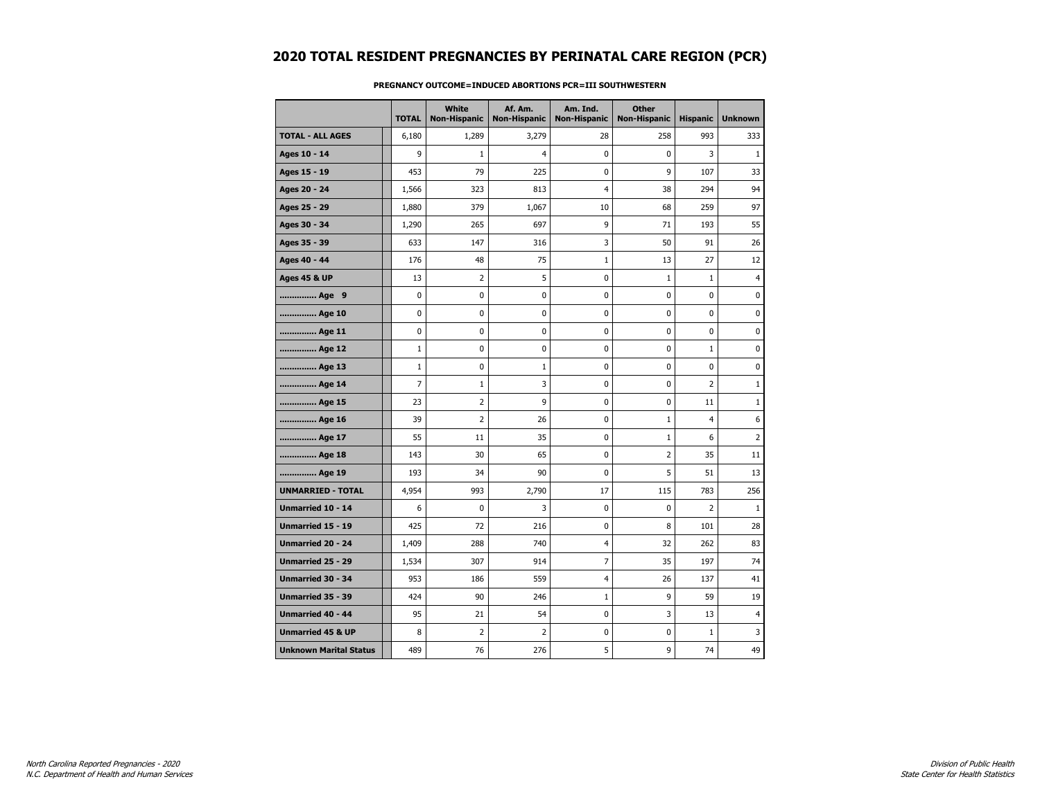# 2020 TOTAL RESIDENT PREGNANCIES BY PERINATAL CARE REGION (PCR)

**PREGNANCY OUTCOME=INDUCED ABORTIONS PCR=III SOUTHWESTERN**

| | TOTAL | White Non-Hispanic | Af. Am. Non-Hispanic | Am. Ind. Non-Hispanic | Other Non-Hispanic | Hispanic | Unknown |
|---|---|---|---|---|---|---|---|
| **TOTAL - ALL AGES** | 6,180 | 1,289 | 3,279 | 28 | 258 | 993 | 333 |
| **Ages 10 - 14** | 9 | 1 | 4 | 0 | 0 | 3 | 1 |
| **Ages 15 - 19** | 453 | 79 | 225 | 0 | 9 | 107 | 33 |
| **Ages 20 - 24** | 1,566 | 323 | 813 | 4 | 38 | 294 | 94 |
| **Ages 25 - 29** | 1,880 | 379 | 1,067 | 10 | 68 | 259 | 97 |
| **Ages 30 - 34** | 1,290 | 265 | 697 | 9 | 71 | 193 | 55 |
| **Ages 35 - 39** | 633 | 147 | 316 | 3 | 50 | 91 | 26 |
| **Ages 40 - 44** | 176 | 48 | 75 | 1 | 13 | 27 | 12 |
| **Ages 45 & UP** | 13 | 2 | 5 | 0 | 1 | 1 | 4 |
| **.............. Age 9** | 0 | 0 | 0 | 0 | 0 | 0 | 0 |
| **.............. Age 10** | 0 | 0 | 0 | 0 | 0 | 0 | 0 |
| **.............. Age 11** | 0 | 0 | 0 | 0 | 0 | 0 | 0 |
| **.............. Age 12** | 1 | 0 | 0 | 0 | 0 | 1 | 0 |
| **.............. Age 13** | 1 | 0 | 1 | 0 | 0 | 0 | 0 |
| **.............. Age 14** | 7 | 1 | 3 | 0 | 0 | 2 | 1 |
| **.............. Age 15** | 23 | 2 | 9 | 0 | 0 | 11 | 1 |
| **.............. Age 16** | 39 | 2 | 26 | 0 | 1 | 4 | 6 |
| **.............. Age 17** | 55 | 11 | 35 | 0 | 1 | 6 | 2 |
| **.............. Age 18** | 143 | 30 | 65 | 0 | 2 | 35 | 11 |
| **.............. Age 19** | 193 | 34 | 90 | 0 | 5 | 51 | 13 |
| **UNMARRIED - TOTAL** | 4,954 | 993 | 2,790 | 17 | 115 | 783 | 256 |
| **Unmarried 10 - 14** | 6 | 0 | 3 | 0 | 0 | 2 | 1 |
| **Unmarried 15 - 19** | 425 | 72 | 216 | 0 | 8 | 101 | 28 |
| **Unmarried 20 - 24** | 1,409 | 288 | 740 | 4 | 32 | 262 | 83 |
| **Unmarried 25 - 29** | 1,534 | 307 | 914 | 7 | 35 | 197 | 74 |
| **Unmarried 30 - 34** | 953 | 186 | 559 | 4 | 26 | 137 | 41 |
| **Unmarried 35 - 39** | 424 | 90 | 246 | 1 | 9 | 59 | 19 |
| **Unmarried 40 - 44** | 95 | 21 | 54 | 0 | 3 | 13 | 4 |
| **Unmarried 45 & UP** | 8 | 2 | 2 | 0 | 0 | 1 | 3 |
| **Unknown Marital Status** | 489 | 76 | 276 | 5 | 9 | 74 | 49 |

*North Carolina Reported Pregnancies - 2020*
*N.C. Department of Health and Human Services*

*Division of Public Health*
*State Center for Health Statistics*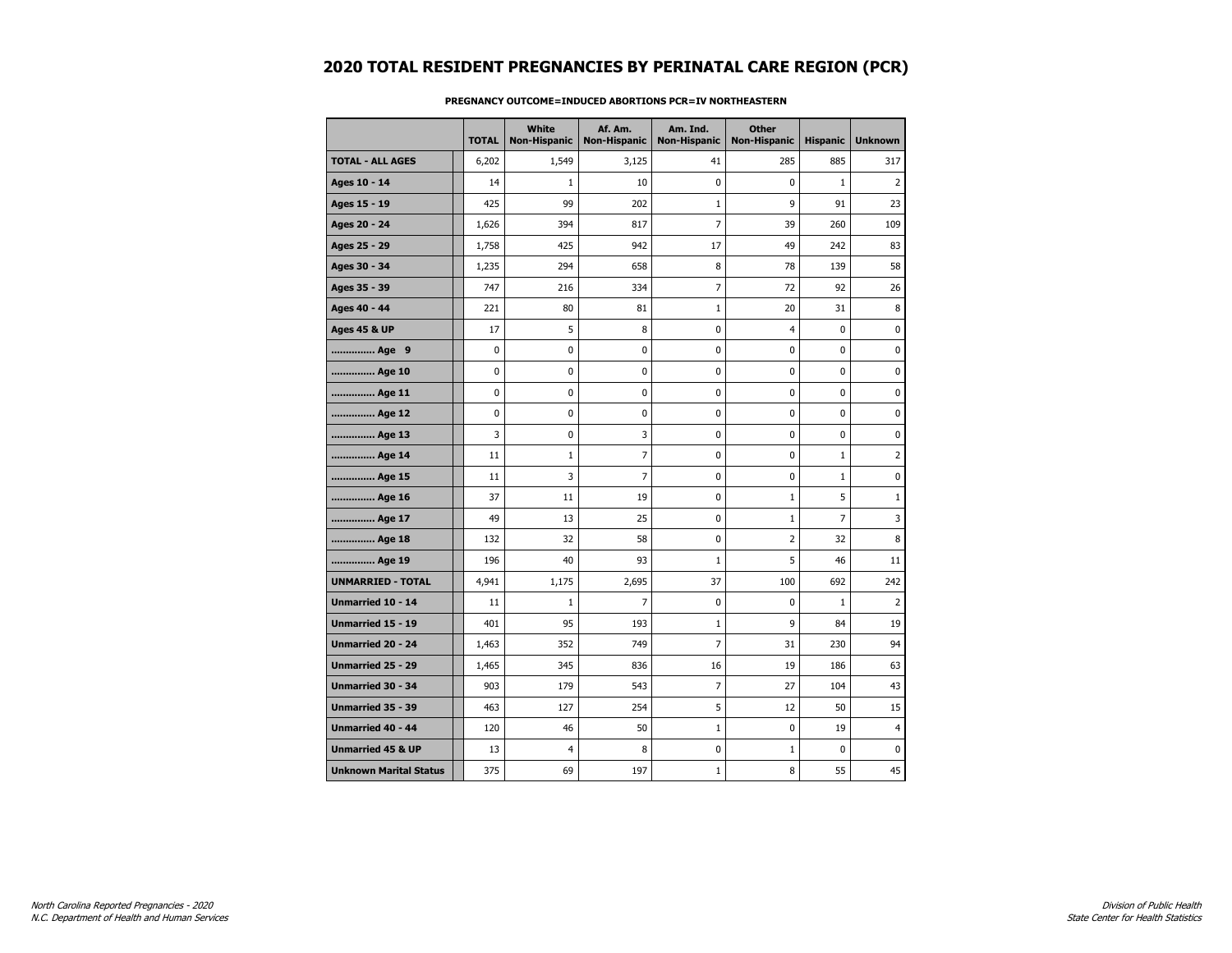# 2020 TOTAL RESIDENT PREGNANCIES BY PERINATAL CARE REGION (PCR)

**PREGNANCY OUTCOME=INDUCED ABORTIONS PCR=IV NORTHEASTERN**

| | TOTAL | White Non-Hispanic | Af. Am. Non-Hispanic | Am. Ind. Non-Hispanic | Other Non-Hispanic | Hispanic | Unknown |
|---|---|---|---|---|---|---|---|
| **TOTAL - ALL AGES** | 6,202 | 1,549 | 3,125 | 41 | 285 | 885 | 317 |
| **Ages 10 - 14** | 14 | 1 | 10 | 0 | 0 | 1 | 2 |
| **Ages 15 - 19** | 425 | 99 | 202 | 1 | 9 | 91 | 23 |
| **Ages 20 - 24** | 1,626 | 394 | 817 | 7 | 39 | 260 | 109 |
| **Ages 25 - 29** | 1,758 | 425 | 942 | 17 | 49 | 242 | 83 |
| **Ages 30 - 34** | 1,235 | 294 | 658 | 8 | 78 | 139 | 58 |
| **Ages 35 - 39** | 747 | 216 | 334 | 7 | 72 | 92 | 26 |
| **Ages 40 - 44** | 221 | 80 | 81 | 1 | 20 | 31 | 8 |
| **Ages 45 & UP** | 17 | 5 | 8 | 0 | 4 | 0 | 0 |
| **.............. Age 9** | 0 | 0 | 0 | 0 | 0 | 0 | 0 |
| **.............. Age 10** | 0 | 0 | 0 | 0 | 0 | 0 | 0 |
| **.............. Age 11** | 0 | 0 | 0 | 0 | 0 | 0 | 0 |
| **.............. Age 12** | 0 | 0 | 0 | 0 | 0 | 0 | 0 |
| **.............. Age 13** | 3 | 0 | 3 | 0 | 0 | 0 | 0 |
| **.............. Age 14** | 11 | 1 | 7 | 0 | 0 | 1 | 2 |
| **.............. Age 15** | 11 | 3 | 7 | 0 | 0 | 1 | 0 |
| **.............. Age 16** | 37 | 11 | 19 | 0 | 1 | 5 | 1 |
| **.............. Age 17** | 49 | 13 | 25 | 0 | 1 | 7 | 3 |
| **.............. Age 18** | 132 | 32 | 58 | 0 | 2 | 32 | 8 |
| **.............. Age 19** | 196 | 40 | 93 | 1 | 5 | 46 | 11 |
| **UNMARRIED - TOTAL** | 4,941 | 1,175 | 2,695 | 37 | 100 | 692 | 242 |
| **Unmarried 10 - 14** | 11 | 1 | 7 | 0 | 0 | 1 | 2 |
| **Unmarried 15 - 19** | 401 | 95 | 193 | 1 | 9 | 84 | 19 |
| **Unmarried 20 - 24** | 1,463 | 352 | 749 | 7 | 31 | 230 | 94 |
| **Unmarried 25 - 29** | 1,465 | 345 | 836 | 16 | 19 | 186 | 63 |
| **Unmarried 30 - 34** | 903 | 179 | 543 | 7 | 27 | 104 | 43 |
| **Unmarried 35 - 39** | 463 | 127 | 254 | 5 | 12 | 50 | 15 |
| **Unmarried 40 - 44** | 120 | 46 | 50 | 1 | 0 | 19 | 4 |
| **Unmarried 45 & UP** | 13 | 4 | 8 | 0 | 1 | 0 | 0 |
| **Unknown Marital Status** | 375 | 69 | 197 | 1 | 8 | 55 | 45 |

*North Carolina Reported Pregnancies - 2020*
*N.C. Department of Health and Human Services*

*Division of Public Health*
*State Center for Health Statistics*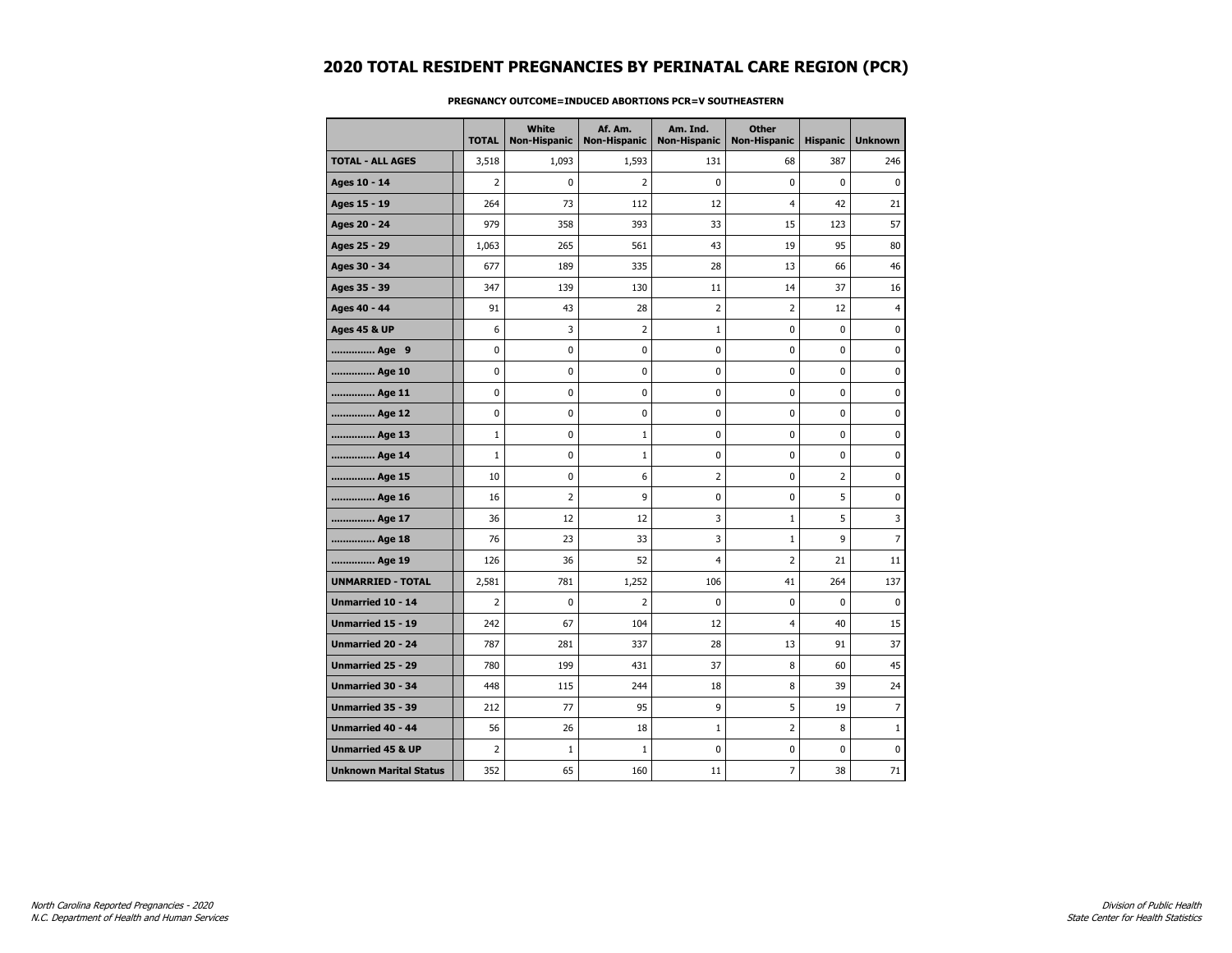# 2020 TOTAL RESIDENT PREGNANCIES BY PERINATAL CARE REGION (PCR)

**PREGNANCY OUTCOME=INDUCED ABORTIONS PCR=V SOUTHEASTERN**

| | TOTAL | White Non-Hispanic | Af. Am. Non-Hispanic | Am. Ind. Non-Hispanic | Other Non-Hispanic | Hispanic | Unknown |
|---|---|---|---|---|---|---|---|
| **TOTAL - ALL AGES** | 3,518 | 1,093 | 1,593 | 131 | 68 | 387 | 246 |
| **Ages 10 - 14** | 2 | 0 | 2 | 0 | 0 | 0 | 0 |
| **Ages 15 - 19** | 264 | 73 | 112 | 12 | 4 | 42 | 21 |
| **Ages 20 - 24** | 979 | 358 | 393 | 33 | 15 | 123 | 57 |
| **Ages 25 - 29** | 1,063 | 265 | 561 | 43 | 19 | 95 | 80 |
| **Ages 30 - 34** | 677 | 189 | 335 | 28 | 13 | 66 | 46 |
| **Ages 35 - 39** | 347 | 139 | 130 | 11 | 14 | 37 | 16 |
| **Ages 40 - 44** | 91 | 43 | 28 | 2 | 2 | 12 | 4 |
| **Ages 45 & UP** | 6 | 3 | 2 | 1 | 0 | 0 | 0 |
| **.............. Age 9** | 0 | 0 | 0 | 0 | 0 | 0 | 0 |
| **.............. Age 10** | 0 | 0 | 0 | 0 | 0 | 0 | 0 |
| **.............. Age 11** | 0 | 0 | 0 | 0 | 0 | 0 | 0 |
| **.............. Age 12** | 0 | 0 | 0 | 0 | 0 | 0 | 0 |
| **.............. Age 13** | 1 | 0 | 1 | 0 | 0 | 0 | 0 |
| **.............. Age 14** | 1 | 0 | 1 | 0 | 0 | 0 | 0 |
| **.............. Age 15** | 10 | 0 | 6 | 2 | 0 | 2 | 0 |
| **.............. Age 16** | 16 | 2 | 9 | 0 | 0 | 5 | 0 |
| **.............. Age 17** | 36 | 12 | 12 | 3 | 1 | 5 | 3 |
| **.............. Age 18** | 76 | 23 | 33 | 3 | 1 | 9 | 7 |
| **.............. Age 19** | 126 | 36 | 52 | 4 | 2 | 21 | 11 |
| **UNMARRIED - TOTAL** | 2,581 | 781 | 1,252 | 106 | 41 | 264 | 137 |
| **Unmarried 10 - 14** | 2 | 0 | 2 | 0 | 0 | 0 | 0 |
| **Unmarried 15 - 19** | 242 | 67 | 104 | 12 | 4 | 40 | 15 |
| **Unmarried 20 - 24** | 787 | 281 | 337 | 28 | 13 | 91 | 37 |
| **Unmarried 25 - 29** | 780 | 199 | 431 | 37 | 8 | 60 | 45 |
| **Unmarried 30 - 34** | 448 | 115 | 244 | 18 | 8 | 39 | 24 |
| **Unmarried 35 - 39** | 212 | 77 | 95 | 9 | 5 | 19 | 7 |
| **Unmarried 40 - 44** | 56 | 26 | 18 | 1 | 2 | 8 | 1 |
| **Unmarried 45 & UP** | 2 | 1 | 1 | 0 | 0 | 0 | 0 |
| **Unknown Marital Status** | 352 | 65 | 160 | 11 | 7 | 38 | 71 |

*North Carolina Reported Pregnancies - 2020*
*N.C. Department of Health and Human Services*

*Division of Public Health*
*State Center for Health Statistics*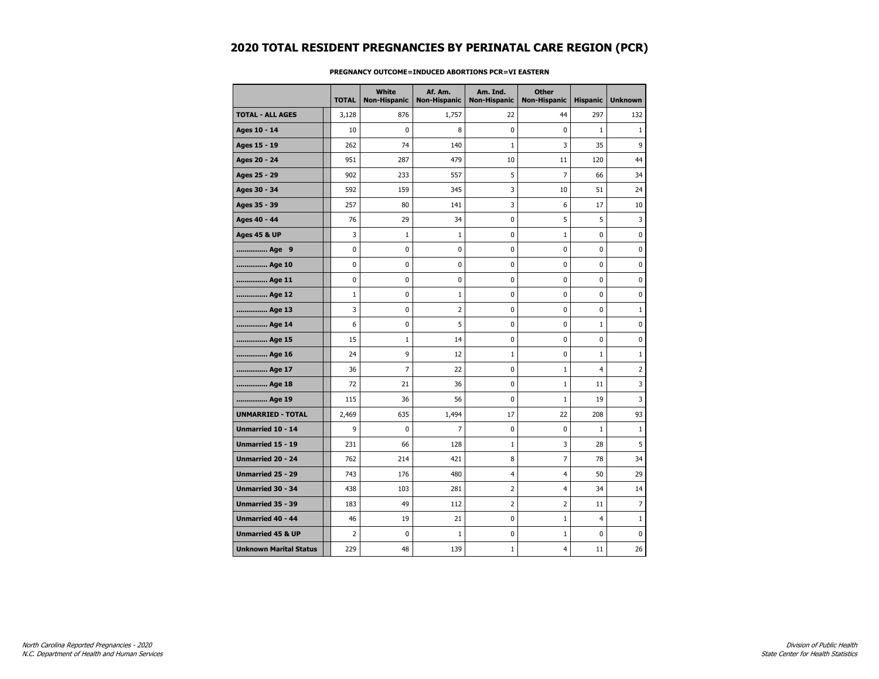# 2020 TOTAL RESIDENT PREGNANCIES BY PERINATAL CARE REGION (PCR)

**PREGNANCY OUTCOME=INDUCED ABORTIONS PCR=VI EASTERN**

| | TOTAL | White Non-Hispanic | Af. Am. Non-Hispanic | Am. Ind. Non-Hispanic | Other Non-Hispanic | Hispanic | Unknown |
|---|---|---|---|---|---|---|---|
| **TOTAL - ALL AGES** | 3,128 | 876 | 1,757 | 22 | 44 | 297 | 132 |
| **Ages 10 - 14** | 10 | 0 | 8 | 0 | 0 | 1 | 1 |
| **Ages 15 - 19** | 262 | 74 | 140 | 1 | 3 | 35 | 9 |
| **Ages 20 - 24** | 951 | 287 | 479 | 10 | 11 | 120 | 44 |
| **Ages 25 - 29** | 902 | 233 | 557 | 5 | 7 | 66 | 34 |
| **Ages 30 - 34** | 592 | 159 | 345 | 3 | 10 | 51 | 24 |
| **Ages 35 - 39** | 257 | 80 | 141 | 3 | 6 | 17 | 10 |
| **Ages 40 - 44** | 76 | 29 | 34 | 0 | 5 | 5 | 3 |
| **Ages 45 & UP** | 3 | 1 | 1 | 0 | 1 | 0 | 0 |
| **.............. Age 9** | 0 | 0 | 0 | 0 | 0 | 0 | 0 |
| **.............. Age 10** | 0 | 0 | 0 | 0 | 0 | 0 | 0 |
| **.............. Age 11** | 0 | 0 | 0 | 0 | 0 | 0 | 0 |
| **.............. Age 12** | 1 | 0 | 1 | 0 | 0 | 0 | 0 |
| **.............. Age 13** | 3 | 0 | 2 | 0 | 0 | 0 | 1 |
| **.............. Age 14** | 6 | 0 | 5 | 0 | 0 | 1 | 0 |
| **.............. Age 15** | 15 | 1 | 14 | 0 | 0 | 0 | 0 |
| **.............. Age 16** | 24 | 9 | 12 | 1 | 0 | 1 | 1 |
| **.............. Age 17** | 36 | 7 | 22 | 0 | 1 | 4 | 2 |
| **.............. Age 18** | 72 | 21 | 36 | 0 | 1 | 11 | 3 |
| **.............. Age 19** | 115 | 36 | 56 | 0 | 1 | 19 | 3 |
| **UNMARRIED - TOTAL** | 2,469 | 635 | 1,494 | 17 | 22 | 208 | 93 |
| **Unmarried 10 - 14** | 9 | 0 | 7 | 0 | 0 | 1 | 1 |
| **Unmarried 15 - 19** | 231 | 66 | 128 | 1 | 3 | 28 | 5 |
| **Unmarried 20 - 24** | 762 | 214 | 421 | 8 | 7 | 78 | 34 |
| **Unmarried 25 - 29** | 743 | 176 | 480 | 4 | 4 | 50 | 29 |
| **Unmarried 30 - 34** | 438 | 103 | 281 | 2 | 4 | 34 | 14 |
| **Unmarried 35 - 39** | 183 | 49 | 112 | 2 | 2 | 11 | 7 |
| **Unmarried 40 - 44** | 46 | 19 | 21 | 0 | 1 | 4 | 1 |
| **Unmarried 45 & UP** | 2 | 0 | 1 | 0 | 1 | 0 | 0 |
| **Unknown Marital Status** | 229 | 48 | 139 | 1 | 4 | 11 | 26 |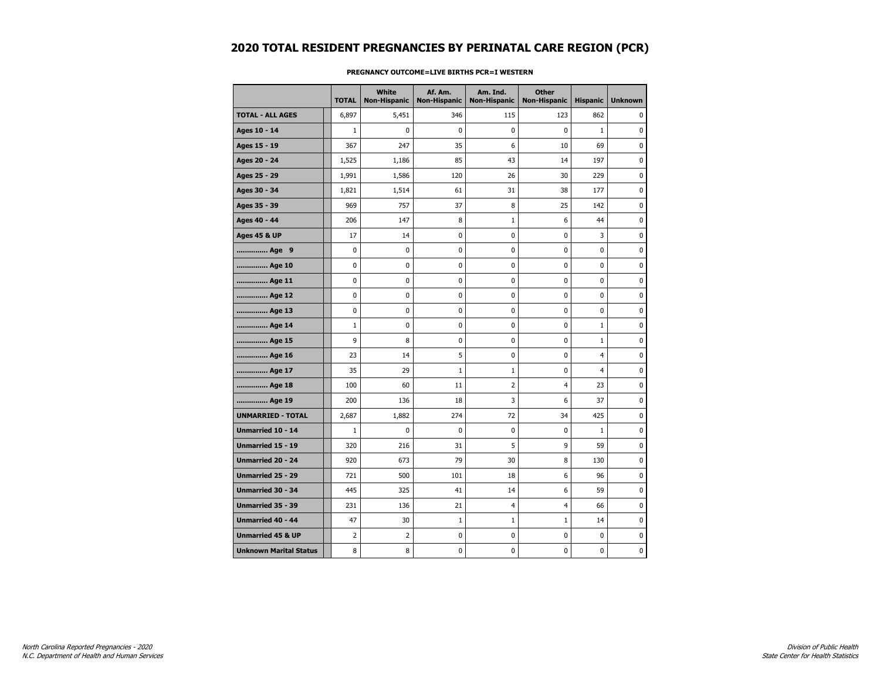# 2020 TOTAL RESIDENT PREGNANCIES BY PERINATAL CARE REGION (PCR)

**PREGNANCY OUTCOME=LIVE BIRTHS PCR=I WESTERN**

| | TOTAL | White Non-Hispanic | Af. Am. Non-Hispanic | Am. Ind. Non-Hispanic | Other Non-Hispanic | Hispanic | Unknown |
|---|---|---|---|---|---|---|---|
| **TOTAL - ALL AGES** | 6,897 | 5,451 | 346 | 115 | 123 | 862 | 0 |
| **Ages 10 - 14** | 1 | 0 | 0 | 0 | 0 | 1 | 0 |
| **Ages 15 - 19** | 367 | 247 | 35 | 6 | 10 | 69 | 0 |
| **Ages 20 - 24** | 1,525 | 1,186 | 85 | 43 | 14 | 197 | 0 |
| **Ages 25 - 29** | 1,991 | 1,586 | 120 | 26 | 30 | 229 | 0 |
| **Ages 30 - 34** | 1,821 | 1,514 | 61 | 31 | 38 | 177 | 0 |
| **Ages 35 - 39** | 969 | 757 | 37 | 8 | 25 | 142 | 0 |
| **Ages 40 - 44** | 206 | 147 | 8 | 1 | 6 | 44 | 0 |
| **Ages 45 & UP** | 17 | 14 | 0 | 0 | 0 | 3 | 0 |
| **.............. Age 9** | 0 | 0 | 0 | 0 | 0 | 0 | 0 |
| **.............. Age 10** | 0 | 0 | 0 | 0 | 0 | 0 | 0 |
| **.............. Age 11** | 0 | 0 | 0 | 0 | 0 | 0 | 0 |
| **.............. Age 12** | 0 | 0 | 0 | 0 | 0 | 0 | 0 |
| **.............. Age 13** | 0 | 0 | 0 | 0 | 0 | 0 | 0 |
| **.............. Age 14** | 1 | 0 | 0 | 0 | 0 | 1 | 0 |
| **.............. Age 15** | 9 | 8 | 0 | 0 | 0 | 1 | 0 |
| **.............. Age 16** | 23 | 14 | 5 | 0 | 0 | 4 | 0 |
| **.............. Age 17** | 35 | 29 | 1 | 1 | 0 | 4 | 0 |
| **.............. Age 18** | 100 | 60 | 11 | 2 | 4 | 23 | 0 |
| **.............. Age 19** | 200 | 136 | 18 | 3 | 6 | 37 | 0 |
| **UNMARRIED - TOTAL** | 2,687 | 1,882 | 274 | 72 | 34 | 425 | 0 |
| **Unmarried 10 - 14** | 1 | 0 | 0 | 0 | 0 | 1 | 0 |
| **Unmarried 15 - 19** | 320 | 216 | 31 | 5 | 9 | 59 | 0 |
| **Unmarried 20 - 24** | 920 | 673 | 79 | 30 | 8 | 130 | 0 |
| **Unmarried 25 - 29** | 721 | 500 | 101 | 18 | 6 | 96 | 0 |
| **Unmarried 30 - 34** | 445 | 325 | 41 | 14 | 6 | 59 | 0 |
| **Unmarried 35 - 39** | 231 | 136 | 21 | 4 | 4 | 66 | 0 |
| **Unmarried 40 - 44** | 47 | 30 | 1 | 1 | 1 | 14 | 0 |
| **Unmarried 45 & UP** | 2 | 2 | 0 | 0 | 0 | 0 | 0 |
| **Unknown Marital Status** | 8 | 8 | 0 | 0 | 0 | 0 | 0 |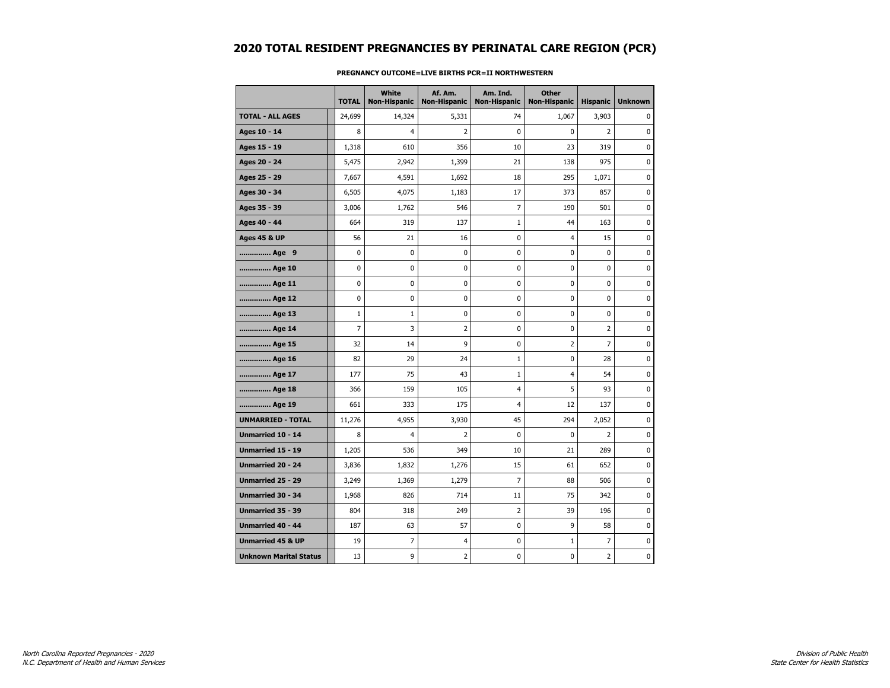# 2020 TOTAL RESIDENT PREGNANCIES BY PERINATAL CARE REGION (PCR)

**PREGNANCY OUTCOME=LIVE BIRTHS PCR=II NORTHWESTERN**

| | TOTAL | White Non-Hispanic | Af. Am. Non-Hispanic | Am. Ind. Non-Hispanic | Other Non-Hispanic | Hispanic | Unknown |
|---|---|---|---|---|---|---|---|
| **TOTAL - ALL AGES** | 24,699 | 14,324 | 5,331 | 74 | 1,067 | 3,903 | 0 |
| **Ages 10 - 14** | 8 | 4 | 2 | 0 | 0 | 2 | 0 |
| **Ages 15 - 19** | 1,318 | 610 | 356 | 10 | 23 | 319 | 0 |
| **Ages 20 - 24** | 5,475 | 2,942 | 1,399 | 21 | 138 | 975 | 0 |
| **Ages 25 - 29** | 7,667 | 4,591 | 1,692 | 18 | 295 | 1,071 | 0 |
| **Ages 30 - 34** | 6,505 | 4,075 | 1,183 | 17 | 373 | 857 | 0 |
| **Ages 35 - 39** | 3,006 | 1,762 | 546 | 7 | 190 | 501 | 0 |
| **Ages 40 - 44** | 664 | 319 | 137 | 1 | 44 | 163 | 0 |
| **Ages 45 & UP** | 56 | 21 | 16 | 0 | 4 | 15 | 0 |
| **.............. Age 9** | 0 | 0 | 0 | 0 | 0 | 0 | 0 |
| **.............. Age 10** | 0 | 0 | 0 | 0 | 0 | 0 | 0 |
| **.............. Age 11** | 0 | 0 | 0 | 0 | 0 | 0 | 0 |
| **.............. Age 12** | 0 | 0 | 0 | 0 | 0 | 0 | 0 |
| **.............. Age 13** | 1 | 1 | 0 | 0 | 0 | 0 | 0 |
| **.............. Age 14** | 7 | 3 | 2 | 0 | 0 | 2 | 0 |
| **.............. Age 15** | 32 | 14 | 9 | 0 | 2 | 7 | 0 |
| **.............. Age 16** | 82 | 29 | 24 | 1 | 0 | 28 | 0 |
| **.............. Age 17** | 177 | 75 | 43 | 1 | 4 | 54 | 0 |
| **.............. Age 18** | 366 | 159 | 105 | 4 | 5 | 93 | 0 |
| **.............. Age 19** | 661 | 333 | 175 | 4 | 12 | 137 | 0 |
| **UNMARRIED - TOTAL** | 11,276 | 4,955 | 3,930 | 45 | 294 | 2,052 | 0 |
| **Unmarried 10 - 14** | 8 | 4 | 2 | 0 | 0 | 2 | 0 |
| **Unmarried 15 - 19** | 1,205 | 536 | 349 | 10 | 21 | 289 | 0 |
| **Unmarried 20 - 24** | 3,836 | 1,832 | 1,276 | 15 | 61 | 652 | 0 |
| **Unmarried 25 - 29** | 3,249 | 1,369 | 1,279 | 7 | 88 | 506 | 0 |
| **Unmarried 30 - 34** | 1,968 | 826 | 714 | 11 | 75 | 342 | 0 |
| **Unmarried 35 - 39** | 804 | 318 | 249 | 2 | 39 | 196 | 0 |
| **Unmarried 40 - 44** | 187 | 63 | 57 | 0 | 9 | 58 | 0 |
| **Unmarried 45 & UP** | 19 | 7 | 4 | 0 | 1 | 7 | 0 |
| **Unknown Marital Status** | 13 | 9 | 2 | 0 | 0 | 2 | 0 |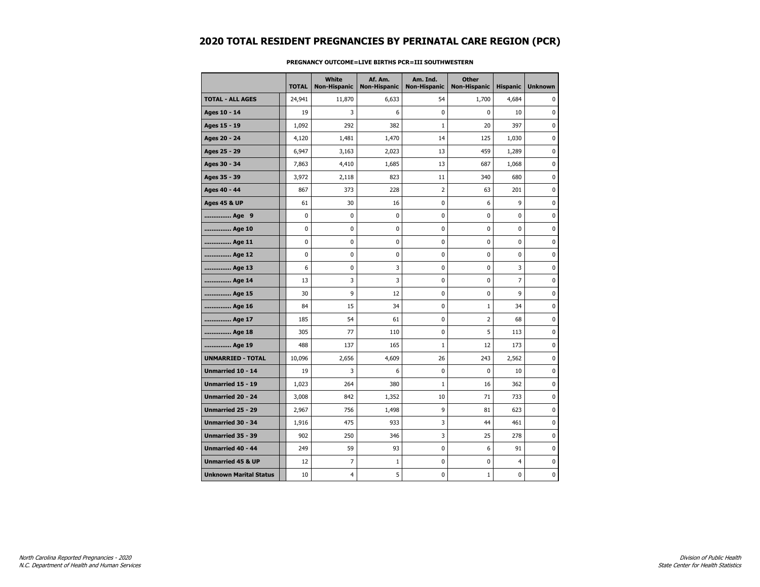# 2020 TOTAL RESIDENT PREGNANCIES BY PERINATAL CARE REGION (PCR)

**PREGNANCY OUTCOME=LIVE BIRTHS PCR=III SOUTHWESTERN**

| | TOTAL | White Non-Hispanic | Af. Am. Non-Hispanic | Am. Ind. Non-Hispanic | Other Non-Hispanic | Hispanic | Unknown |
|---|---|---|---|---|---|---|---|
| **TOTAL - ALL AGES** | 24,941 | 11,870 | 6,633 | 54 | 1,700 | 4,684 | 0 |
| **Ages 10 - 14** | 19 | 3 | 6 | 0 | 0 | 10 | 0 |
| **Ages 15 - 19** | 1,092 | 292 | 382 | 1 | 20 | 397 | 0 |
| **Ages 20 - 24** | 4,120 | 1,481 | 1,470 | 14 | 125 | 1,030 | 0 |
| **Ages 25 - 29** | 6,947 | 3,163 | 2,023 | 13 | 459 | 1,289 | 0 |
| **Ages 30 - 34** | 7,863 | 4,410 | 1,685 | 13 | 687 | 1,068 | 0 |
| **Ages 35 - 39** | 3,972 | 2,118 | 823 | 11 | 340 | 680 | 0 |
| **Ages 40 - 44** | 867 | 373 | 228 | 2 | 63 | 201 | 0 |
| **Ages 45 & UP** | 61 | 30 | 16 | 0 | 6 | 9 | 0 |
| **.............. Age 9** | 0 | 0 | 0 | 0 | 0 | 0 | 0 |
| **.............. Age 10** | 0 | 0 | 0 | 0 | 0 | 0 | 0 |
| **.............. Age 11** | 0 | 0 | 0 | 0 | 0 | 0 | 0 |
| **.............. Age 12** | 0 | 0 | 0 | 0 | 0 | 0 | 0 |
| **.............. Age 13** | 6 | 0 | 3 | 0 | 0 | 3 | 0 |
| **.............. Age 14** | 13 | 3 | 3 | 0 | 0 | 7 | 0 |
| **.............. Age 15** | 30 | 9 | 12 | 0 | 0 | 9 | 0 |
| **.............. Age 16** | 84 | 15 | 34 | 0 | 1 | 34 | 0 |
| **.............. Age 17** | 185 | 54 | 61 | 0 | 2 | 68 | 0 |
| **.............. Age 18** | 305 | 77 | 110 | 0 | 5 | 113 | 0 |
| **.............. Age 19** | 488 | 137 | 165 | 1 | 12 | 173 | 0 |
| **UNMARRIED - TOTAL** | 10,096 | 2,656 | 4,609 | 26 | 243 | 2,562 | 0 |
| **Unmarried 10 - 14** | 19 | 3 | 6 | 0 | 0 | 10 | 0 |
| **Unmarried 15 - 19** | 1,023 | 264 | 380 | 1 | 16 | 362 | 0 |
| **Unmarried 20 - 24** | 3,008 | 842 | 1,352 | 10 | 71 | 733 | 0 |
| **Unmarried 25 - 29** | 2,967 | 756 | 1,498 | 9 | 81 | 623 | 0 |
| **Unmarried 30 - 34** | 1,916 | 475 | 933 | 3 | 44 | 461 | 0 |
| **Unmarried 35 - 39** | 902 | 250 | 346 | 3 | 25 | 278 | 0 |
| **Unmarried 40 - 44** | 249 | 59 | 93 | 0 | 6 | 91 | 0 |
| **Unmarried 45 & UP** | 12 | 7 | 1 | 0 | 0 | 4 | 0 |
| **Unknown Marital Status** | 10 | 4 | 5 | 0 | 1 | 0 | 0 |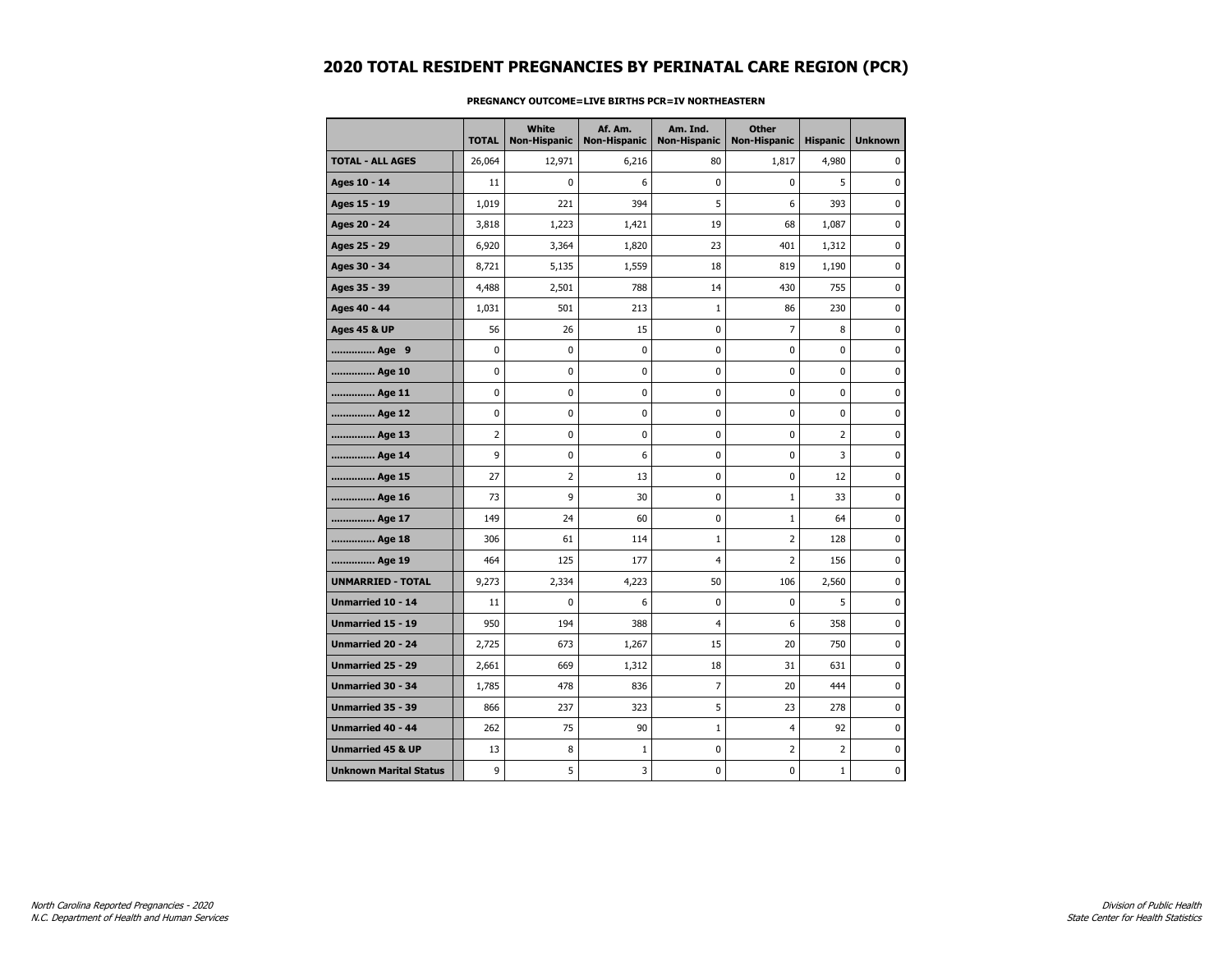# 2020 TOTAL RESIDENT PREGNANCIES BY PERINATAL CARE REGION (PCR)

**PREGNANCY OUTCOME=LIVE BIRTHS PCR=IV NORTHEASTERN**

| | TOTAL | White Non-Hispanic | Af. Am. Non-Hispanic | Am. Ind. Non-Hispanic | Other Non-Hispanic | Hispanic | Unknown |
|---|---|---|---|---|---|---|---|
| **TOTAL - ALL AGES** | 26,064 | 12,971 | 6,216 | 80 | 1,817 | 4,980 | 0 |
| **Ages 10 - 14** | 11 | 0 | 6 | 0 | 0 | 5 | 0 |
| **Ages 15 - 19** | 1,019 | 221 | 394 | 5 | 6 | 393 | 0 |
| **Ages 20 - 24** | 3,818 | 1,223 | 1,421 | 19 | 68 | 1,087 | 0 |
| **Ages 25 - 29** | 6,920 | 3,364 | 1,820 | 23 | 401 | 1,312 | 0 |
| **Ages 30 - 34** | 8,721 | 5,135 | 1,559 | 18 | 819 | 1,190 | 0 |
| **Ages 35 - 39** | 4,488 | 2,501 | 788 | 14 | 430 | 755 | 0 |
| **Ages 40 - 44** | 1,031 | 501 | 213 | 1 | 86 | 230 | 0 |
| **Ages 45 & UP** | 56 | 26 | 15 | 0 | 7 | 8 | 0 |
| **.............. Age 9** | 0 | 0 | 0 | 0 | 0 | 0 | 0 |
| **.............. Age 10** | 0 | 0 | 0 | 0 | 0 | 0 | 0 |
| **.............. Age 11** | 0 | 0 | 0 | 0 | 0 | 0 | 0 |
| **.............. Age 12** | 0 | 0 | 0 | 0 | 0 | 0 | 0 |
| **.............. Age 13** | 2 | 0 | 0 | 0 | 0 | 2 | 0 |
| **.............. Age 14** | 9 | 0 | 6 | 0 | 0 | 3 | 0 |
| **.............. Age 15** | 27 | 2 | 13 | 0 | 0 | 12 | 0 |
| **.............. Age 16** | 73 | 9 | 30 | 0 | 1 | 33 | 0 |
| **.............. Age 17** | 149 | 24 | 60 | 0 | 1 | 64 | 0 |
| **.............. Age 18** | 306 | 61 | 114 | 1 | 2 | 128 | 0 |
| **.............. Age 19** | 464 | 125 | 177 | 4 | 2 | 156 | 0 |
| **UNMARRIED - TOTAL** | 9,273 | 2,334 | 4,223 | 50 | 106 | 2,560 | 0 |
| **Unmarried 10 - 14** | 11 | 0 | 6 | 0 | 0 | 5 | 0 |
| **Unmarried 15 - 19** | 950 | 194 | 388 | 4 | 6 | 358 | 0 |
| **Unmarried 20 - 24** | 2,725 | 673 | 1,267 | 15 | 20 | 750 | 0 |
| **Unmarried 25 - 29** | 2,661 | 669 | 1,312 | 18 | 31 | 631 | 0 |
| **Unmarried 30 - 34** | 1,785 | 478 | 836 | 7 | 20 | 444 | 0 |
| **Unmarried 35 - 39** | 866 | 237 | 323 | 5 | 23 | 278 | 0 |
| **Unmarried 40 - 44** | 262 | 75 | 90 | 1 | 4 | 92 | 0 |
| **Unmarried 45 & UP** | 13 | 8 | 1 | 0 | 2 | 2 | 0 |
| **Unknown Marital Status** | 9 | 5 | 3 | 0 | 0 | 1 | 0 |

*North Carolina Reported Pregnancies - 2020*
*N.C. Department of Health and Human Services*

*Division of Public Health*
*State Center for Health Statistics*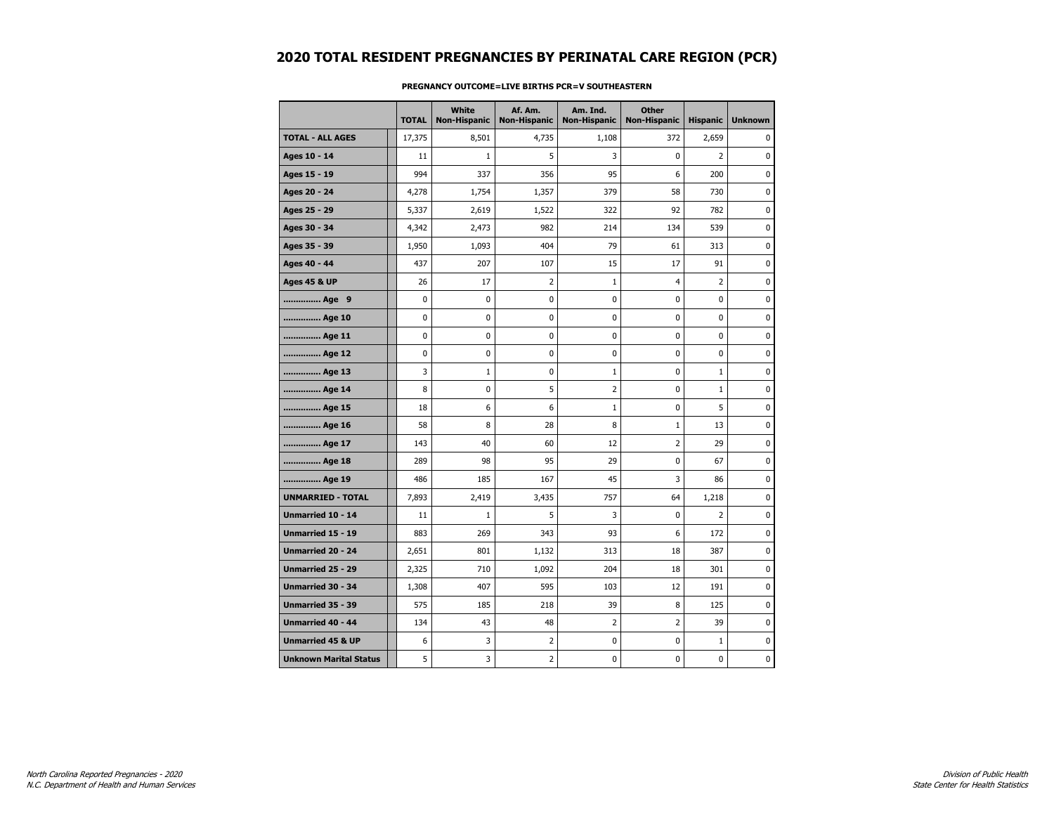# 2020 TOTAL RESIDENT PREGNANCIES BY PERINATAL CARE REGION (PCR)

**PREGNANCY OUTCOME=LIVE BIRTHS PCR=V SOUTHEASTERN**

| | TOTAL | White Non-Hispanic | Af. Am. Non-Hispanic | Am. Ind. Non-Hispanic | Other Non-Hispanic | Hispanic | Unknown |
|---|---|---|---|---|---|---|---|
| **TOTAL - ALL AGES** | 17,375 | 8,501 | 4,735 | 1,108 | 372 | 2,659 | 0 |
| **Ages 10 - 14** | 11 | 1 | 5 | 3 | 0 | 2 | 0 |
| **Ages 15 - 19** | 994 | 337 | 356 | 95 | 6 | 200 | 0 |
| **Ages 20 - 24** | 4,278 | 1,754 | 1,357 | 379 | 58 | 730 | 0 |
| **Ages 25 - 29** | 5,337 | 2,619 | 1,522 | 322 | 92 | 782 | 0 |
| **Ages 30 - 34** | 4,342 | 2,473 | 982 | 214 | 134 | 539 | 0 |
| **Ages 35 - 39** | 1,950 | 1,093 | 404 | 79 | 61 | 313 | 0 |
| **Ages 40 - 44** | 437 | 207 | 107 | 15 | 17 | 91 | 0 |
| **Ages 45 & UP** | 26 | 17 | 2 | 1 | 4 | 2 | 0 |
| **.............. Age 9** | 0 | 0 | 0 | 0 | 0 | 0 | 0 |
| **.............. Age 10** | 0 | 0 | 0 | 0 | 0 | 0 | 0 |
| **.............. Age 11** | 0 | 0 | 0 | 0 | 0 | 0 | 0 |
| **.............. Age 12** | 0 | 0 | 0 | 0 | 0 | 0 | 0 |
| **.............. Age 13** | 3 | 1 | 0 | 1 | 0 | 1 | 0 |
| **.............. Age 14** | 8 | 0 | 5 | 2 | 0 | 1 | 0 |
| **.............. Age 15** | 18 | 6 | 6 | 1 | 0 | 5 | 0 |
| **.............. Age 16** | 58 | 8 | 28 | 8 | 1 | 13 | 0 |
| **.............. Age 17** | 143 | 40 | 60 | 12 | 2 | 29 | 0 |
| **.............. Age 18** | 289 | 98 | 95 | 29 | 0 | 67 | 0 |
| **.............. Age 19** | 486 | 185 | 167 | 45 | 3 | 86 | 0 |
| **UNMARRIED - TOTAL** | 7,893 | 2,419 | 3,435 | 757 | 64 | 1,218 | 0 |
| **Unmarried 10 - 14** | 11 | 1 | 5 | 3 | 0 | 2 | 0 |
| **Unmarried 15 - 19** | 883 | 269 | 343 | 93 | 6 | 172 | 0 |
| **Unmarried 20 - 24** | 2,651 | 801 | 1,132 | 313 | 18 | 387 | 0 |
| **Unmarried 25 - 29** | 2,325 | 710 | 1,092 | 204 | 18 | 301 | 0 |
| **Unmarried 30 - 34** | 1,308 | 407 | 595 | 103 | 12 | 191 | 0 |
| **Unmarried 35 - 39** | 575 | 185 | 218 | 39 | 8 | 125 | 0 |
| **Unmarried 40 - 44** | 134 | 43 | 48 | 2 | 2 | 39 | 0 |
| **Unmarried 45 & UP** | 6 | 3 | 2 | 0 | 0 | 1 | 0 |
| **Unknown Marital Status** | 5 | 3 | 2 | 0 | 0 | 0 | 0 |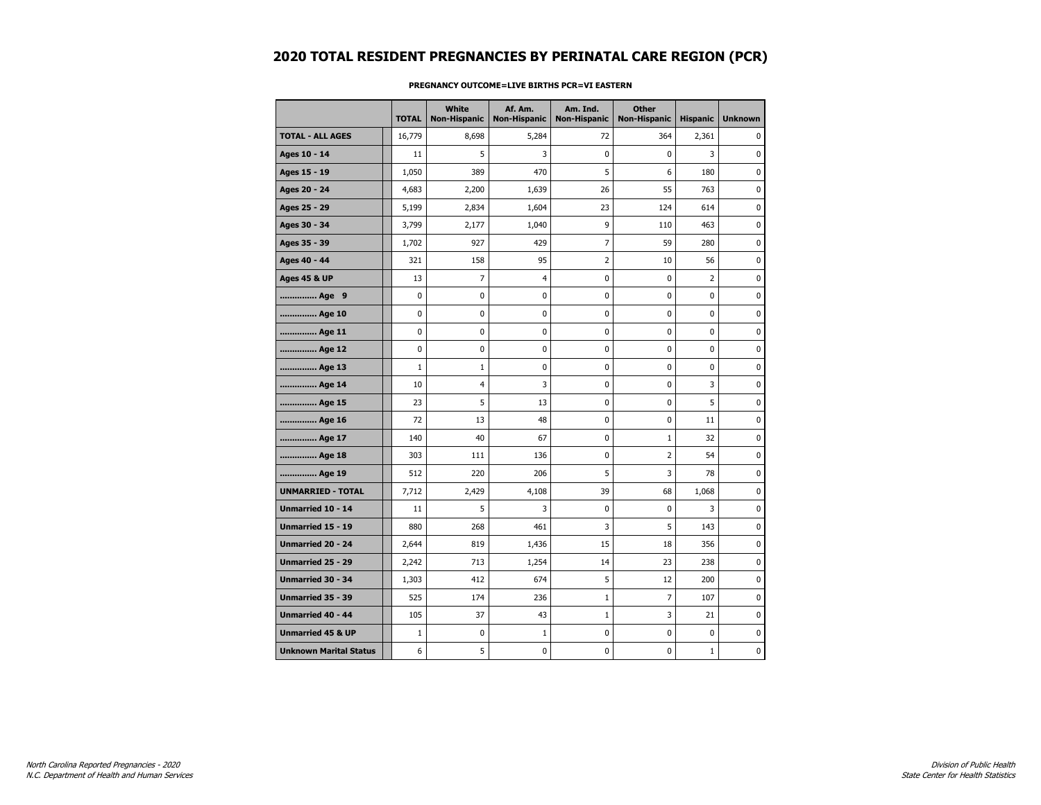# 2020 TOTAL RESIDENT PREGNANCIES BY PERINATAL CARE REGION (PCR)

**PREGNANCY OUTCOME=LIVE BIRTHS PCR=VI EASTERN**

| | TOTAL | White Non-Hispanic | Af. Am. Non-Hispanic | Am. Ind. Non-Hispanic | Other Non-Hispanic | Hispanic | Unknown |
|---|---|---|---|---|---|---|---|
| **TOTAL - ALL AGES** | 16,779 | 8,698 | 5,284 | 72 | 364 | 2,361 | 0 |
| **Ages 10 - 14** | 11 | 5 | 3 | 0 | 0 | 3 | 0 |
| **Ages 15 - 19** | 1,050 | 389 | 470 | 5 | 6 | 180 | 0 |
| **Ages 20 - 24** | 4,683 | 2,200 | 1,639 | 26 | 55 | 763 | 0 |
| **Ages 25 - 29** | 5,199 | 2,834 | 1,604 | 23 | 124 | 614 | 0 |
| **Ages 30 - 34** | 3,799 | 2,177 | 1,040 | 9 | 110 | 463 | 0 |
| **Ages 35 - 39** | 1,702 | 927 | 429 | 7 | 59 | 280 | 0 |
| **Ages 40 - 44** | 321 | 158 | 95 | 2 | 10 | 56 | 0 |
| **Ages 45 & UP** | 13 | 7 | 4 | 0 | 0 | 2 | 0 |
| **.............. Age 9** | 0 | 0 | 0 | 0 | 0 | 0 | 0 |
| **.............. Age 10** | 0 | 0 | 0 | 0 | 0 | 0 | 0 |
| **.............. Age 11** | 0 | 0 | 0 | 0 | 0 | 0 | 0 |
| **.............. Age 12** | 0 | 0 | 0 | 0 | 0 | 0 | 0 |
| **.............. Age 13** | 1 | 1 | 0 | 0 | 0 | 0 | 0 |
| **.............. Age 14** | 10 | 4 | 3 | 0 | 0 | 3 | 0 |
| **.............. Age 15** | 23 | 5 | 13 | 0 | 0 | 5 | 0 |
| **.............. Age 16** | 72 | 13 | 48 | 0 | 0 | 11 | 0 |
| **.............. Age 17** | 140 | 40 | 67 | 0 | 1 | 32 | 0 |
| **.............. Age 18** | 303 | 111 | 136 | 0 | 2 | 54 | 0 |
| **.............. Age 19** | 512 | 220 | 206 | 5 | 3 | 78 | 0 |
| **UNMARRIED - TOTAL** | 7,712 | 2,429 | 4,108 | 39 | 68 | 1,068 | 0 |
| **Unmarried 10 - 14** | 11 | 5 | 3 | 0 | 0 | 3 | 0 |
| **Unmarried 15 - 19** | 880 | 268 | 461 | 3 | 5 | 143 | 0 |
| **Unmarried 20 - 24** | 2,644 | 819 | 1,436 | 15 | 18 | 356 | 0 |
| **Unmarried 25 - 29** | 2,242 | 713 | 1,254 | 14 | 23 | 238 | 0 |
| **Unmarried 30 - 34** | 1,303 | 412 | 674 | 5 | 12 | 200 | 0 |
| **Unmarried 35 - 39** | 525 | 174 | 236 | 1 | 7 | 107 | 0 |
| **Unmarried 40 - 44** | 105 | 37 | 43 | 1 | 3 | 21 | 0 |
| **Unmarried 45 & UP** | 1 | 0 | 1 | 0 | 0 | 0 | 0 |
| **Unknown Marital Status** | 6 | 5 | 0 | 0 | 0 | 1 | 0 |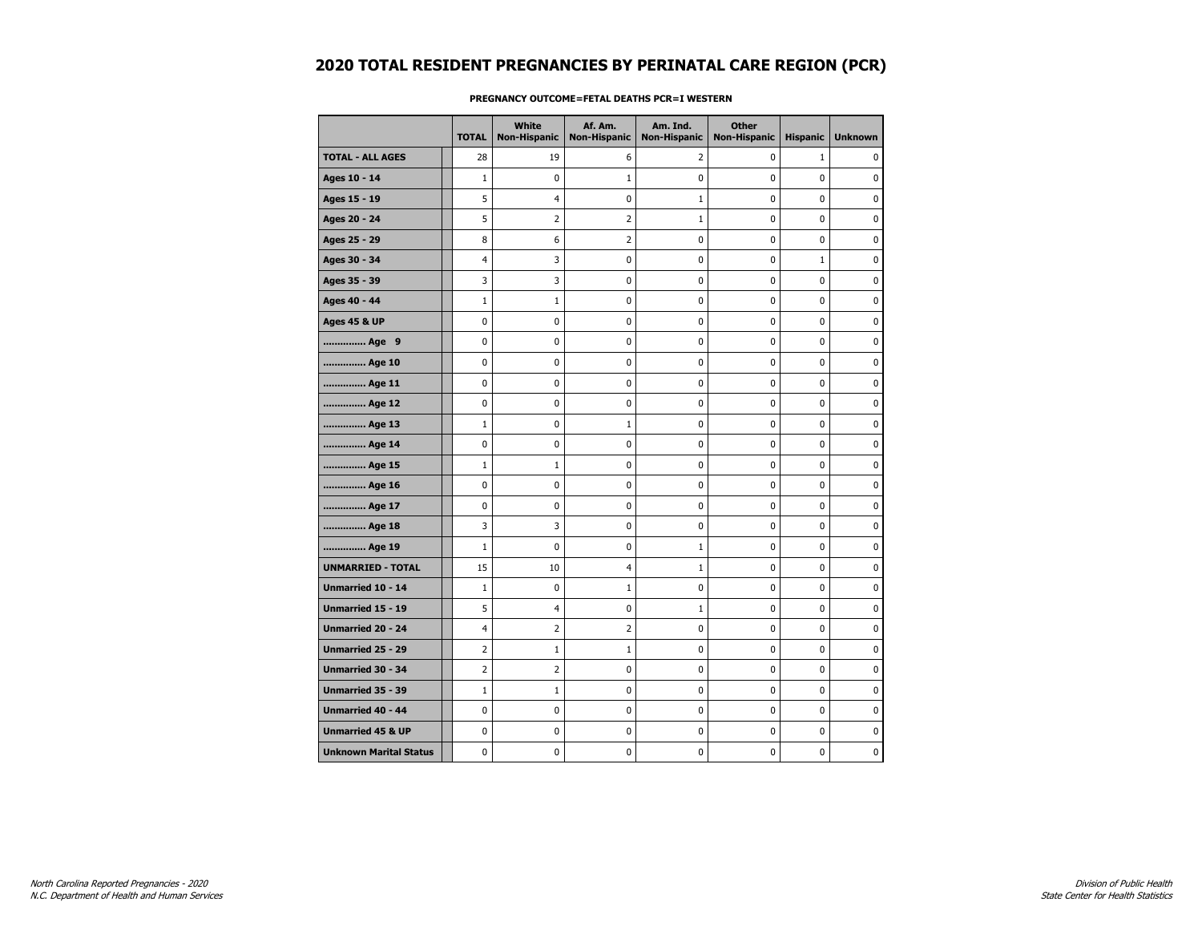# 2020 TOTAL RESIDENT PREGNANCIES BY PERINATAL CARE REGION (PCR)

**PREGNANCY OUTCOME=FETAL DEATHS PCR=I WESTERN**

| | TOTAL | White Non-Hispanic | Af. Am. Non-Hispanic | Am. Ind. Non-Hispanic | Other Non-Hispanic | Hispanic | Unknown |
|---|---|---|---|---|---|---|---|
| **TOTAL - ALL AGES** | 28 | 19 | 6 | 2 | 0 | 1 | 0 |
| **Ages 10 - 14** | 1 | 0 | 1 | 0 | 0 | 0 | 0 |
| **Ages 15 - 19** | 5 | 4 | 0 | 1 | 0 | 0 | 0 |
| **Ages 20 - 24** | 5 | 2 | 2 | 1 | 0 | 0 | 0 |
| **Ages 25 - 29** | 8 | 6 | 2 | 0 | 0 | 0 | 0 |
| **Ages 30 - 34** | 4 | 3 | 0 | 0 | 0 | 1 | 0 |
| **Ages 35 - 39** | 3 | 3 | 0 | 0 | 0 | 0 | 0 |
| **Ages 40 - 44** | 1 | 1 | 0 | 0 | 0 | 0 | 0 |
| **Ages 45 & UP** | 0 | 0 | 0 | 0 | 0 | 0 | 0 |
| **.............. Age 9** | 0 | 0 | 0 | 0 | 0 | 0 | 0 |
| **.............. Age 10** | 0 | 0 | 0 | 0 | 0 | 0 | 0 |
| **.............. Age 11** | 0 | 0 | 0 | 0 | 0 | 0 | 0 |
| **.............. Age 12** | 0 | 0 | 0 | 0 | 0 | 0 | 0 |
| **.............. Age 13** | 1 | 0 | 1 | 0 | 0 | 0 | 0 |
| **.............. Age 14** | 0 | 0 | 0 | 0 | 0 | 0 | 0 |
| **.............. Age 15** | 1 | 1 | 0 | 0 | 0 | 0 | 0 |
| **.............. Age 16** | 0 | 0 | 0 | 0 | 0 | 0 | 0 |
| **.............. Age 17** | 0 | 0 | 0 | 0 | 0 | 0 | 0 |
| **.............. Age 18** | 3 | 3 | 0 | 0 | 0 | 0 | 0 |
| **.............. Age 19** | 1 | 0 | 0 | 1 | 0 | 0 | 0 |
| **UNMARRIED - TOTAL** | 15 | 10 | 4 | 1 | 0 | 0 | 0 |
| **Unmarried 10 - 14** | 1 | 0 | 1 | 0 | 0 | 0 | 0 |
| **Unmarried 15 - 19** | 5 | 4 | 0 | 1 | 0 | 0 | 0 |
| **Unmarried 20 - 24** | 4 | 2 | 2 | 0 | 0 | 0 | 0 |
| **Unmarried 25 - 29** | 2 | 1 | 1 | 0 | 0 | 0 | 0 |
| **Unmarried 30 - 34** | 2 | 2 | 0 | 0 | 0 | 0 | 0 |
| **Unmarried 35 - 39** | 1 | 1 | 0 | 0 | 0 | 0 | 0 |
| **Unmarried 40 - 44** | 0 | 0 | 0 | 0 | 0 | 0 | 0 |
| **Unmarried 45 & UP** | 0 | 0 | 0 | 0 | 0 | 0 | 0 |
| **Unknown Marital Status** | 0 | 0 | 0 | 0 | 0 | 0 | 0 |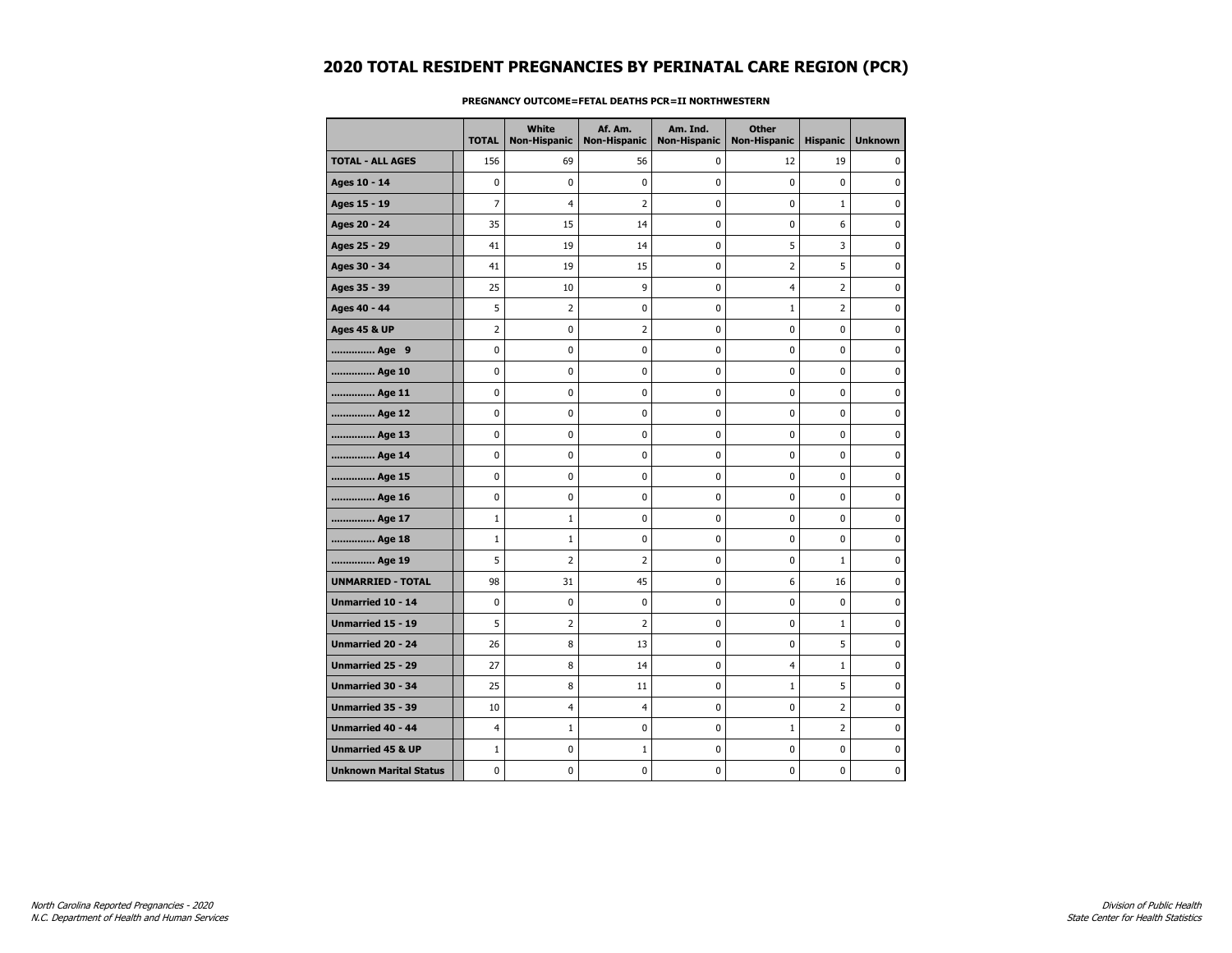# 2020 TOTAL RESIDENT PREGNANCIES BY PERINATAL CARE REGION (PCR)

**PREGNANCY OUTCOME=FETAL DEATHS PCR=II NORTHWESTERN**

| | TOTAL | White Non-Hispanic | Af. Am. Non-Hispanic | Am. Ind. Non-Hispanic | Other Non-Hispanic | Hispanic | Unknown |
|---|---|---|---|---|---|---|---|
| **TOTAL - ALL AGES** | 156 | 69 | 56 | 0 | 12 | 19 | 0 |
| **Ages 10 - 14** | 0 | 0 | 0 | 0 | 0 | 0 | 0 |
| **Ages 15 - 19** | 7 | 4 | 2 | 0 | 0 | 1 | 0 |
| **Ages 20 - 24** | 35 | 15 | 14 | 0 | 0 | 6 | 0 |
| **Ages 25 - 29** | 41 | 19 | 14 | 0 | 5 | 3 | 0 |
| **Ages 30 - 34** | 41 | 19 | 15 | 0 | 2 | 5 | 0 |
| **Ages 35 - 39** | 25 | 10 | 9 | 0 | 4 | 2 | 0 |
| **Ages 40 - 44** | 5 | 2 | 0 | 0 | 1 | 2 | 0 |
| **Ages 45 & UP** | 2 | 0 | 2 | 0 | 0 | 0 | 0 |
| **.............. Age 9** | 0 | 0 | 0 | 0 | 0 | 0 | 0 |
| **.............. Age 10** | 0 | 0 | 0 | 0 | 0 | 0 | 0 |
| **.............. Age 11** | 0 | 0 | 0 | 0 | 0 | 0 | 0 |
| **.............. Age 12** | 0 | 0 | 0 | 0 | 0 | 0 | 0 |
| **.............. Age 13** | 0 | 0 | 0 | 0 | 0 | 0 | 0 |
| **.............. Age 14** | 0 | 0 | 0 | 0 | 0 | 0 | 0 |
| **.............. Age 15** | 0 | 0 | 0 | 0 | 0 | 0 | 0 |
| **.............. Age 16** | 0 | 0 | 0 | 0 | 0 | 0 | 0 |
| **.............. Age 17** | 1 | 1 | 0 | 0 | 0 | 0 | 0 |
| **.............. Age 18** | 1 | 1 | 0 | 0 | 0 | 0 | 0 |
| **.............. Age 19** | 5 | 2 | 2 | 0 | 0 | 1 | 0 |
| **UNMARRIED - TOTAL** | 98 | 31 | 45 | 0 | 6 | 16 | 0 |
| **Unmarried 10 - 14** | 0 | 0 | 0 | 0 | 0 | 0 | 0 |
| **Unmarried 15 - 19** | 5 | 2 | 2 | 0 | 0 | 1 | 0 |
| **Unmarried 20 - 24** | 26 | 8 | 13 | 0 | 0 | 5 | 0 |
| **Unmarried 25 - 29** | 27 | 8 | 14 | 0 | 4 | 1 | 0 |
| **Unmarried 30 - 34** | 25 | 8 | 11 | 0 | 1 | 5 | 0 |
| **Unmarried 35 - 39** | 10 | 4 | 4 | 0 | 0 | 2 | 0 |
| **Unmarried 40 - 44** | 4 | 1 | 0 | 0 | 1 | 2 | 0 |
| **Unmarried 45 & UP** | 1 | 0 | 1 | 0 | 0 | 0 | 0 |
| **Unknown Marital Status** | 0 | 0 | 0 | 0 | 0 | 0 | 0 |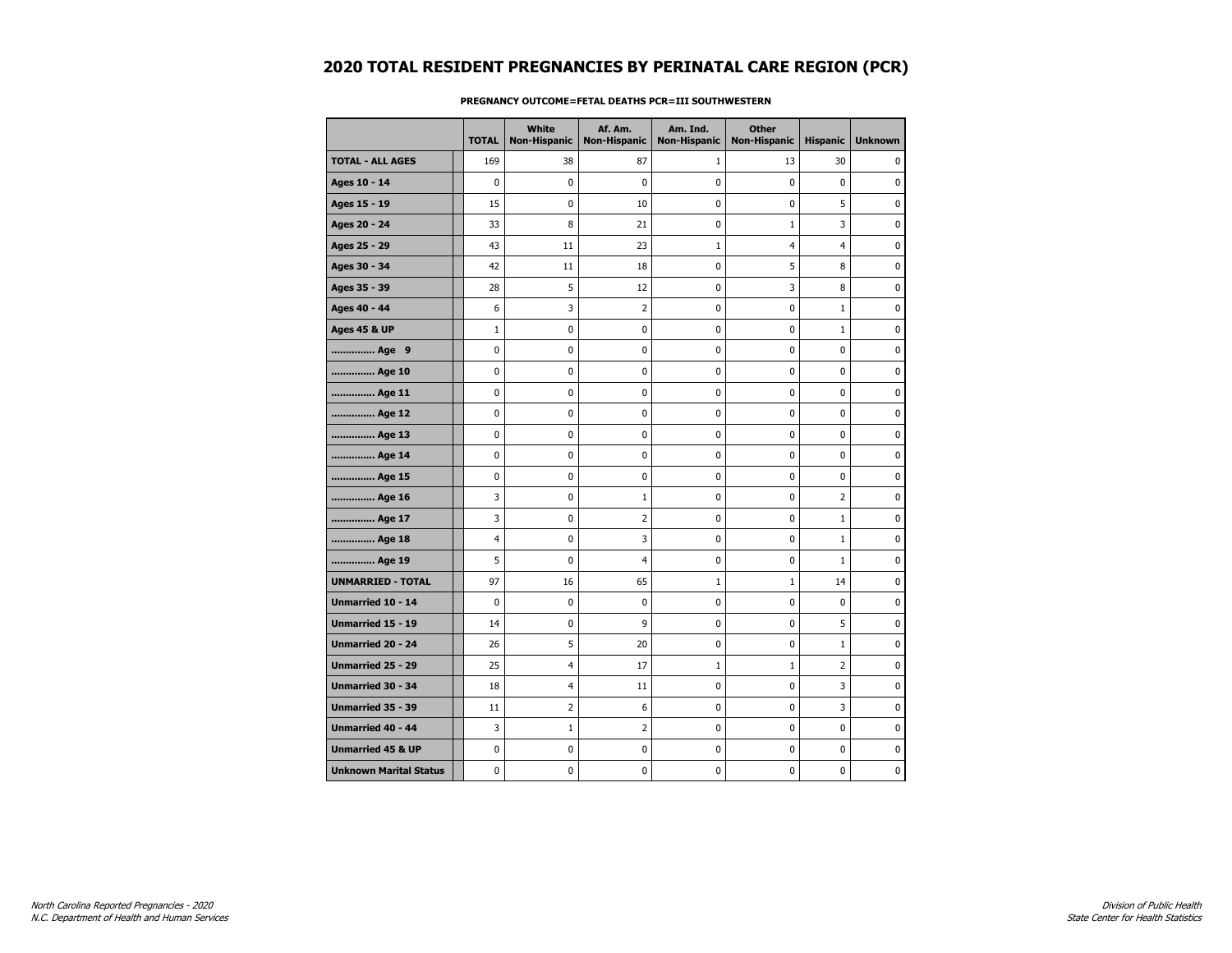# 2020 TOTAL RESIDENT PREGNANCIES BY PERINATAL CARE REGION (PCR)

**PREGNANCY OUTCOME=FETAL DEATHS PCR=III SOUTHWESTERN**

| | TOTAL | White Non-Hispanic | Af. Am. Non-Hispanic | Am. Ind. Non-Hispanic | Other Non-Hispanic | Hispanic | Unknown |
|---|---|---|---|---|---|---|---|
| **TOTAL - ALL AGES** | 169 | 38 | 87 | 1 | 13 | 30 | 0 |
| **Ages 10 - 14** | 0 | 0 | 0 | 0 | 0 | 0 | 0 |
| **Ages 15 - 19** | 15 | 0 | 10 | 0 | 0 | 5 | 0 |
| **Ages 20 - 24** | 33 | 8 | 21 | 0 | 1 | 3 | 0 |
| **Ages 25 - 29** | 43 | 11 | 23 | 1 | 4 | 4 | 0 |
| **Ages 30 - 34** | 42 | 11 | 18 | 0 | 5 | 8 | 0 |
| **Ages 35 - 39** | 28 | 5 | 12 | 0 | 3 | 8 | 0 |
| **Ages 40 - 44** | 6 | 3 | 2 | 0 | 0 | 1 | 0 |
| **Ages 45 & UP** | 1 | 0 | 0 | 0 | 0 | 1 | 0 |
| **.............. Age 9** | 0 | 0 | 0 | 0 | 0 | 0 | 0 |
| **.............. Age 10** | 0 | 0 | 0 | 0 | 0 | 0 | 0 |
| **.............. Age 11** | 0 | 0 | 0 | 0 | 0 | 0 | 0 |
| **.............. Age 12** | 0 | 0 | 0 | 0 | 0 | 0 | 0 |
| **.............. Age 13** | 0 | 0 | 0 | 0 | 0 | 0 | 0 |
| **.............. Age 14** | 0 | 0 | 0 | 0 | 0 | 0 | 0 |
| **.............. Age 15** | 0 | 0 | 0 | 0 | 0 | 0 | 0 |
| **.............. Age 16** | 3 | 0 | 1 | 0 | 0 | 2 | 0 |
| **.............. Age 17** | 3 | 0 | 2 | 0 | 0 | 1 | 0 |
| **.............. Age 18** | 4 | 0 | 3 | 0 | 0 | 1 | 0 |
| **.............. Age 19** | 5 | 0 | 4 | 0 | 0 | 1 | 0 |
| **UNMARRIED - TOTAL** | 97 | 16 | 65 | 1 | 1 | 14 | 0 |
| **Unmarried 10 - 14** | 0 | 0 | 0 | 0 | 0 | 0 | 0 |
| **Unmarried 15 - 19** | 14 | 0 | 9 | 0 | 0 | 5 | 0 |
| **Unmarried 20 - 24** | 26 | 5 | 20 | 0 | 0 | 1 | 0 |
| **Unmarried 25 - 29** | 25 | 4 | 17 | 1 | 1 | 2 | 0 |
| **Unmarried 30 - 34** | 18 | 4 | 11 | 0 | 0 | 3 | 0 |
| **Unmarried 35 - 39** | 11 | 2 | 6 | 0 | 0 | 3 | 0 |
| **Unmarried 40 - 44** | 3 | 1 | 2 | 0 | 0 | 0 | 0 |
| **Unmarried 45 & UP** | 0 | 0 | 0 | 0 | 0 | 0 | 0 |
| **Unknown Marital Status** | 0 | 0 | 0 | 0 | 0 | 0 | 0 |

*North Carolina Reported Pregnancies - 2020*
*N.C. Department of Health and Human Services*

*Division of Public Health*
*State Center for Health Statistics*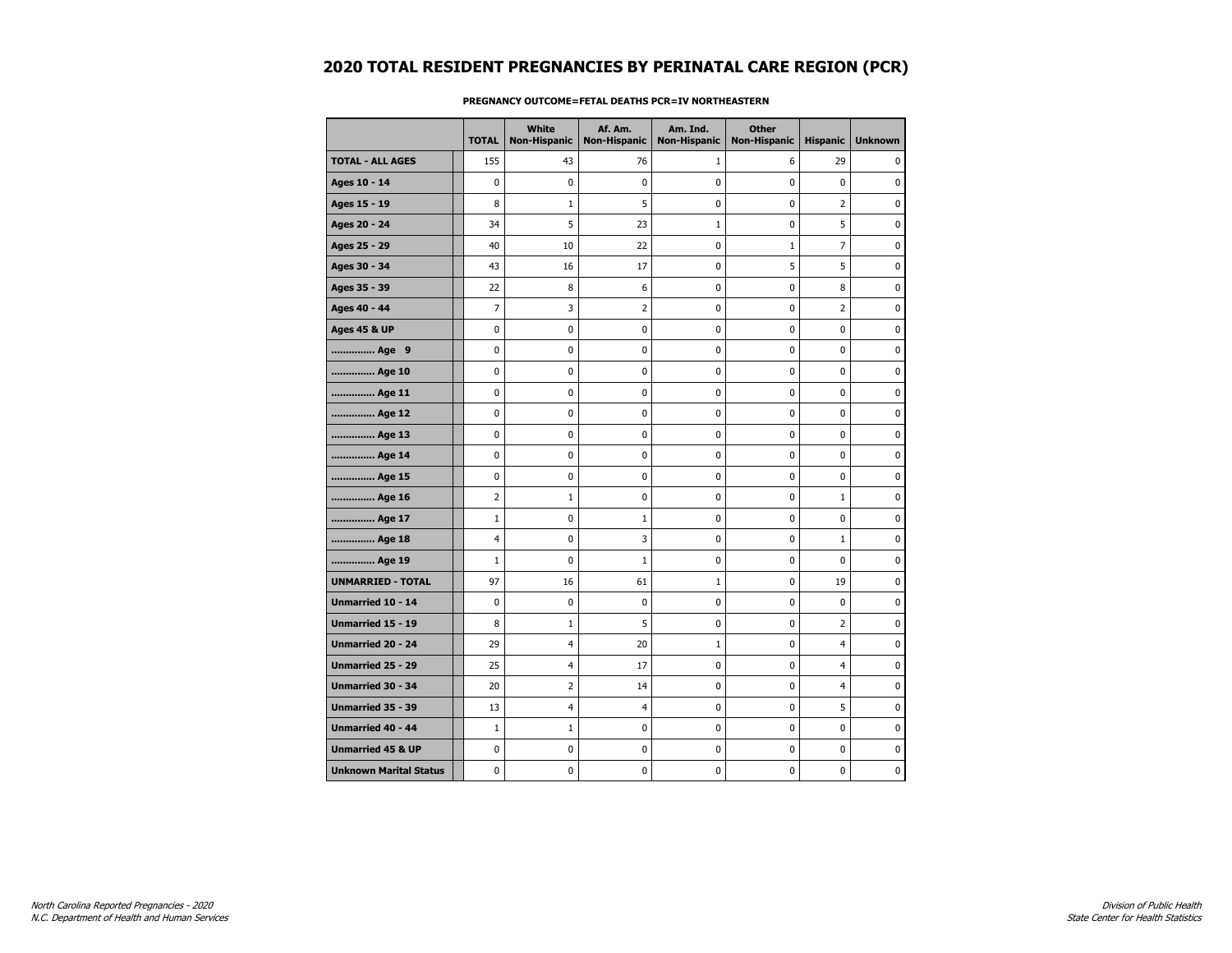# 2020 TOTAL RESIDENT PREGNANCIES BY PERINATAL CARE REGION (PCR)

**PREGNANCY OUTCOME=FETAL DEATHS PCR=IV NORTHEASTERN**

| | TOTAL | White Non-Hispanic | Af. Am. Non-Hispanic | Am. Ind. Non-Hispanic | Other Non-Hispanic | Hispanic | Unknown |
|---|---|---|---|---|---|---|---|
| **TOTAL - ALL AGES** | 155 | 43 | 76 | 1 | 6 | 29 | 0 |
| **Ages 10 - 14** | 0 | 0 | 0 | 0 | 0 | 0 | 0 |
| **Ages 15 - 19** | 8 | 1 | 5 | 0 | 0 | 2 | 0 |
| **Ages 20 - 24** | 34 | 5 | 23 | 1 | 0 | 5 | 0 |
| **Ages 25 - 29** | 40 | 10 | 22 | 0 | 1 | 7 | 0 |
| **Ages 30 - 34** | 43 | 16 | 17 | 0 | 5 | 5 | 0 |
| **Ages 35 - 39** | 22 | 8 | 6 | 0 | 0 | 8 | 0 |
| **Ages 40 - 44** | 7 | 3 | 2 | 0 | 0 | 2 | 0 |
| **Ages 45 & UP** | 0 | 0 | 0 | 0 | 0 | 0 | 0 |
| **.............. Age 9** | 0 | 0 | 0 | 0 | 0 | 0 | 0 |
| **.............. Age 10** | 0 | 0 | 0 | 0 | 0 | 0 | 0 |
| **.............. Age 11** | 0 | 0 | 0 | 0 | 0 | 0 | 0 |
| **.............. Age 12** | 0 | 0 | 0 | 0 | 0 | 0 | 0 |
| **.............. Age 13** | 0 | 0 | 0 | 0 | 0 | 0 | 0 |
| **.............. Age 14** | 0 | 0 | 0 | 0 | 0 | 0 | 0 |
| **.............. Age 15** | 0 | 0 | 0 | 0 | 0 | 0 | 0 |
| **.............. Age 16** | 2 | 1 | 0 | 0 | 0 | 1 | 0 |
| **.............. Age 17** | 1 | 0 | 1 | 0 | 0 | 0 | 0 |
| **.............. Age 18** | 4 | 0 | 3 | 0 | 0 | 1 | 0 |
| **.............. Age 19** | 1 | 0 | 1 | 0 | 0 | 0 | 0 |
| **UNMARRIED - TOTAL** | 97 | 16 | 61 | 1 | 0 | 19 | 0 |
| **Unmarried 10 - 14** | 0 | 0 | 0 | 0 | 0 | 0 | 0 |
| **Unmarried 15 - 19** | 8 | 1 | 5 | 0 | 0 | 2 | 0 |
| **Unmarried 20 - 24** | 29 | 4 | 20 | 1 | 0 | 4 | 0 |
| **Unmarried 25 - 29** | 25 | 4 | 17 | 0 | 0 | 4 | 0 |
| **Unmarried 30 - 34** | 20 | 2 | 14 | 0 | 0 | 4 | 0 |
| **Unmarried 35 - 39** | 13 | 4 | 4 | 0 | 0 | 5 | 0 |
| **Unmarried 40 - 44** | 1 | 1 | 0 | 0 | 0 | 0 | 0 |
| **Unmarried 45 & UP** | 0 | 0 | 0 | 0 | 0 | 0 | 0 |
| **Unknown Marital Status** | 0 | 0 | 0 | 0 | 0 | 0 | 0 |

*North Carolina Reported Pregnancies - 2020*
*N.C. Department of Health and Human Services*

*Division of Public Health*
*State Center for Health Statistics*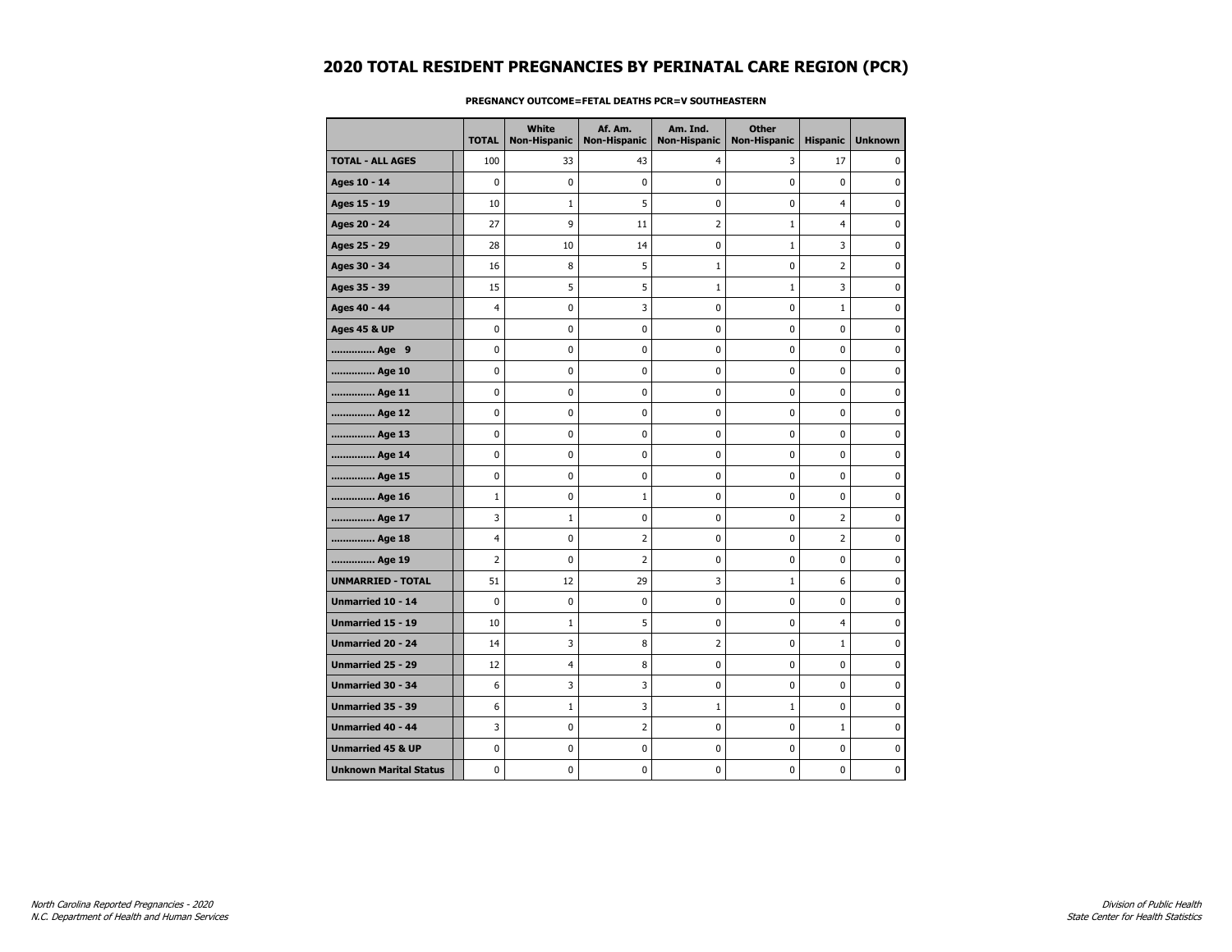# 2020 TOTAL RESIDENT PREGNANCIES BY PERINATAL CARE REGION (PCR)

**PREGNANCY OUTCOME=FETAL DEATHS PCR=V SOUTHEASTERN**

| | TOTAL | White Non-Hispanic | Af. Am. Non-Hispanic | Am. Ind. Non-Hispanic | Other Non-Hispanic | Hispanic | Unknown |
|---|---|---|---|---|---|---|---|
| **TOTAL - ALL AGES** | 100 | 33 | 43 | 4 | 3 | 17 | 0 |
| **Ages 10 - 14** | 0 | 0 | 0 | 0 | 0 | 0 | 0 |
| **Ages 15 - 19** | 10 | 1 | 5 | 0 | 0 | 4 | 0 |
| **Ages 20 - 24** | 27 | 9 | 11 | 2 | 1 | 4 | 0 |
| **Ages 25 - 29** | 28 | 10 | 14 | 0 | 1 | 3 | 0 |
| **Ages 30 - 34** | 16 | 8 | 5 | 1 | 0 | 2 | 0 |
| **Ages 35 - 39** | 15 | 5 | 5 | 1 | 1 | 3 | 0 |
| **Ages 40 - 44** | 4 | 0 | 3 | 0 | 0 | 1 | 0 |
| **Ages 45 & UP** | 0 | 0 | 0 | 0 | 0 | 0 | 0 |
| **.............. Age 9** | 0 | 0 | 0 | 0 | 0 | 0 | 0 |
| **.............. Age 10** | 0 | 0 | 0 | 0 | 0 | 0 | 0 |
| **.............. Age 11** | 0 | 0 | 0 | 0 | 0 | 0 | 0 |
| **.............. Age 12** | 0 | 0 | 0 | 0 | 0 | 0 | 0 |
| **.............. Age 13** | 0 | 0 | 0 | 0 | 0 | 0 | 0 |
| **.............. Age 14** | 0 | 0 | 0 | 0 | 0 | 0 | 0 |
| **.............. Age 15** | 0 | 0 | 0 | 0 | 0 | 0 | 0 |
| **.............. Age 16** | 1 | 0 | 1 | 0 | 0 | 0 | 0 |
| **.............. Age 17** | 3 | 1 | 0 | 0 | 0 | 2 | 0 |
| **.............. Age 18** | 4 | 0 | 2 | 0 | 0 | 2 | 0 |
| **.............. Age 19** | 2 | 0 | 2 | 0 | 0 | 0 | 0 |
| **UNMARRIED - TOTAL** | 51 | 12 | 29 | 3 | 1 | 6 | 0 |
| **Unmarried 10 - 14** | 0 | 0 | 0 | 0 | 0 | 0 | 0 |
| **Unmarried 15 - 19** | 10 | 1 | 5 | 0 | 0 | 4 | 0 |
| **Unmarried 20 - 24** | 14 | 3 | 8 | 2 | 0 | 1 | 0 |
| **Unmarried 25 - 29** | 12 | 4 | 8 | 0 | 0 | 0 | 0 |
| **Unmarried 30 - 34** | 6 | 3 | 3 | 0 | 0 | 0 | 0 |
| **Unmarried 35 - 39** | 6 | 1 | 3 | 1 | 1 | 0 | 0 |
| **Unmarried 40 - 44** | 3 | 0 | 2 | 0 | 0 | 1 | 0 |
| **Unmarried 45 & UP** | 0 | 0 | 0 | 0 | 0 | 0 | 0 |
| **Unknown Marital Status** | 0 | 0 | 0 | 0 | 0 | 0 | 0 |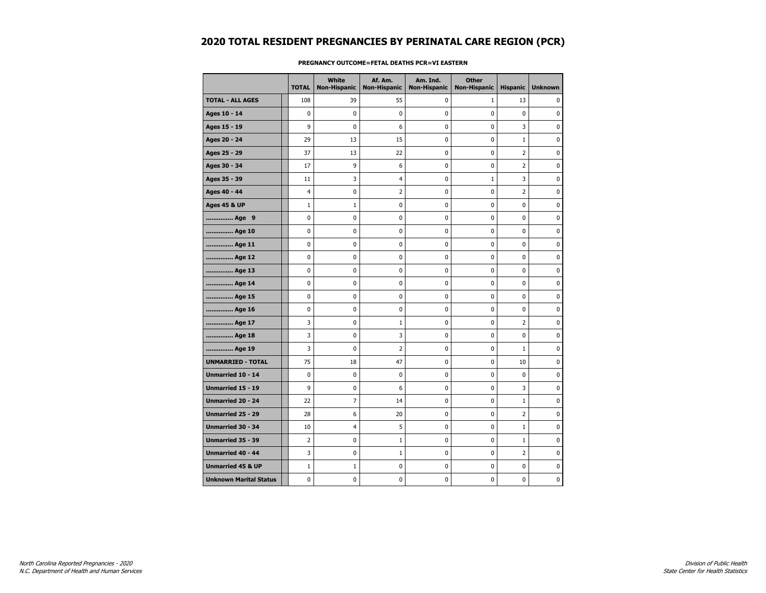# 2020 TOTAL RESIDENT PREGNANCIES BY PERINATAL CARE REGION (PCR)

**PREGNANCY OUTCOME=FETAL DEATHS PCR=VI EASTERN**

| | TOTAL | White Non-Hispanic | Af. Am. Non-Hispanic | Am. Ind. Non-Hispanic | Other Non-Hispanic | Hispanic | Unknown |
|---|---|---|---|---|---|---|---|
| **TOTAL - ALL AGES** | 108 | 39 | 55 | 0 | 1 | 13 | 0 |
| **Ages 10 - 14** | 0 | 0 | 0 | 0 | 0 | 0 | 0 |
| **Ages 15 - 19** | 9 | 0 | 6 | 0 | 0 | 3 | 0 |
| **Ages 20 - 24** | 29 | 13 | 15 | 0 | 0 | 1 | 0 |
| **Ages 25 - 29** | 37 | 13 | 22 | 0 | 0 | 2 | 0 |
| **Ages 30 - 34** | 17 | 9 | 6 | 0 | 0 | 2 | 0 |
| **Ages 35 - 39** | 11 | 3 | 4 | 0 | 1 | 3 | 0 |
| **Ages 40 - 44** | 4 | 0 | 2 | 0 | 0 | 2 | 0 |
| **Ages 45 & UP** | 1 | 1 | 0 | 0 | 0 | 0 | 0 |
| **.............. Age 9** | 0 | 0 | 0 | 0 | 0 | 0 | 0 |
| **.............. Age 10** | 0 | 0 | 0 | 0 | 0 | 0 | 0 |
| **.............. Age 11** | 0 | 0 | 0 | 0 | 0 | 0 | 0 |
| **.............. Age 12** | 0 | 0 | 0 | 0 | 0 | 0 | 0 |
| **.............. Age 13** | 0 | 0 | 0 | 0 | 0 | 0 | 0 |
| **.............. Age 14** | 0 | 0 | 0 | 0 | 0 | 0 | 0 |
| **.............. Age 15** | 0 | 0 | 0 | 0 | 0 | 0 | 0 |
| **.............. Age 16** | 0 | 0 | 0 | 0 | 0 | 0 | 0 |
| **.............. Age 17** | 3 | 0 | 1 | 0 | 0 | 2 | 0 |
| **.............. Age 18** | 3 | 0 | 3 | 0 | 0 | 0 | 0 |
| **.............. Age 19** | 3 | 0 | 2 | 0 | 0 | 1 | 0 |
| **UNMARRIED - TOTAL** | 75 | 18 | 47 | 0 | 0 | 10 | 0 |
| **Unmarried 10 - 14** | 0 | 0 | 0 | 0 | 0 | 0 | 0 |
| **Unmarried 15 - 19** | 9 | 0 | 6 | 0 | 0 | 3 | 0 |
| **Unmarried 20 - 24** | 22 | 7 | 14 | 0 | 0 | 1 | 0 |
| **Unmarried 25 - 29** | 28 | 6 | 20 | 0 | 0 | 2 | 0 |
| **Unmarried 30 - 34** | 10 | 4 | 5 | 0 | 0 | 1 | 0 |
| **Unmarried 35 - 39** | 2 | 0 | 1 | 0 | 0 | 1 | 0 |
| **Unmarried 40 - 44** | 3 | 0 | 1 | 0 | 0 | 2 | 0 |
| **Unmarried 45 & UP** | 1 | 1 | 0 | 0 | 0 | 0 | 0 |
| **Unknown Marital Status** | 0 | 0 | 0 | 0 | 0 | 0 | 0 |